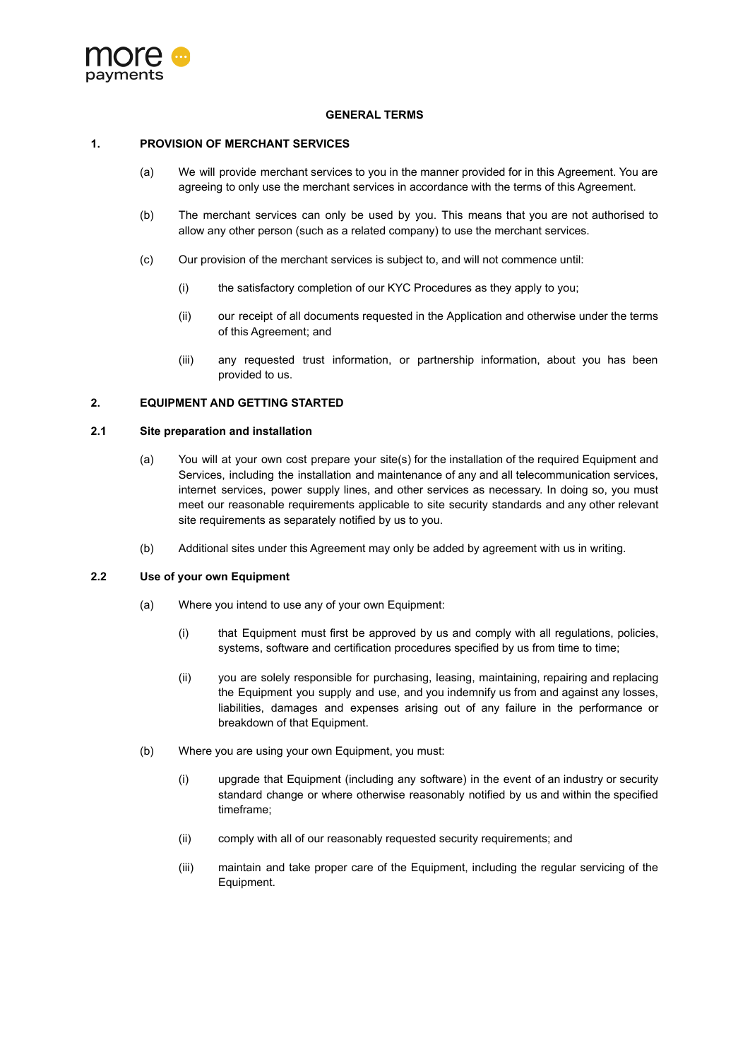# GENERAL TERMS

## 1. PROVISION OF MERCHANT SERVICES

(a) We will provide merchant services to you in the manner provided for in this Agreement. You are agreeing to only use the merchant services in accordance with the terms of this Agreement.

(b) The merchant services can only be used by you. This means that you are not authorised to allow any other person (such as a related company) to use the merchant services.

(c) Our provision of the merchant services is subject to, and will not commence until:

   (i) the satisfactory completion of our KYC Procedures as they apply to you;

   (ii) our receipt of all documents requested in the Application and otherwise under the terms of this Agreement; and

   (iii) any requested trust information, or partnership information, about you has been provided to us.

## 2. EQUIPMENT AND GETTING STARTED

### 2.1 Site preparation and installation

(a) You will at your own cost prepare your site(s) for the installation of the required Equipment and Services, including the installation and maintenance of any and all telecommunication services, internet services, power supply lines, and other services as necessary. In doing so, you must meet our reasonable requirements applicable to site security standards and any other relevant site requirements as separately notified by us to you.

(b) Additional sites under this Agreement may only be added by agreement with us in writing.

### 2.2 Use of your own Equipment

(a) Where you intend to use any of your own Equipment:

   (i) that Equipment must first be approved by us and comply with all regulations, policies, systems, software and certification procedures specified by us from time to time;

   (ii) you are solely responsible for purchasing, leasing, maintaining, repairing and replacing the Equipment you supply and use, and you indemnify us from and against any losses, liabilities, damages and expenses arising out of any failure in the performance or breakdown of that Equipment.

(b) Where you are using your own Equipment, you must:

   (i) upgrade that Equipment (including any software) in the event of an industry or security standard change or where otherwise reasonably notified by us and within the specified timeframe;

   (ii) comply with all of our reasonably requested security requirements; and

   (iii) maintain and take proper care of the Equipment, including the regular servicing of the Equipment.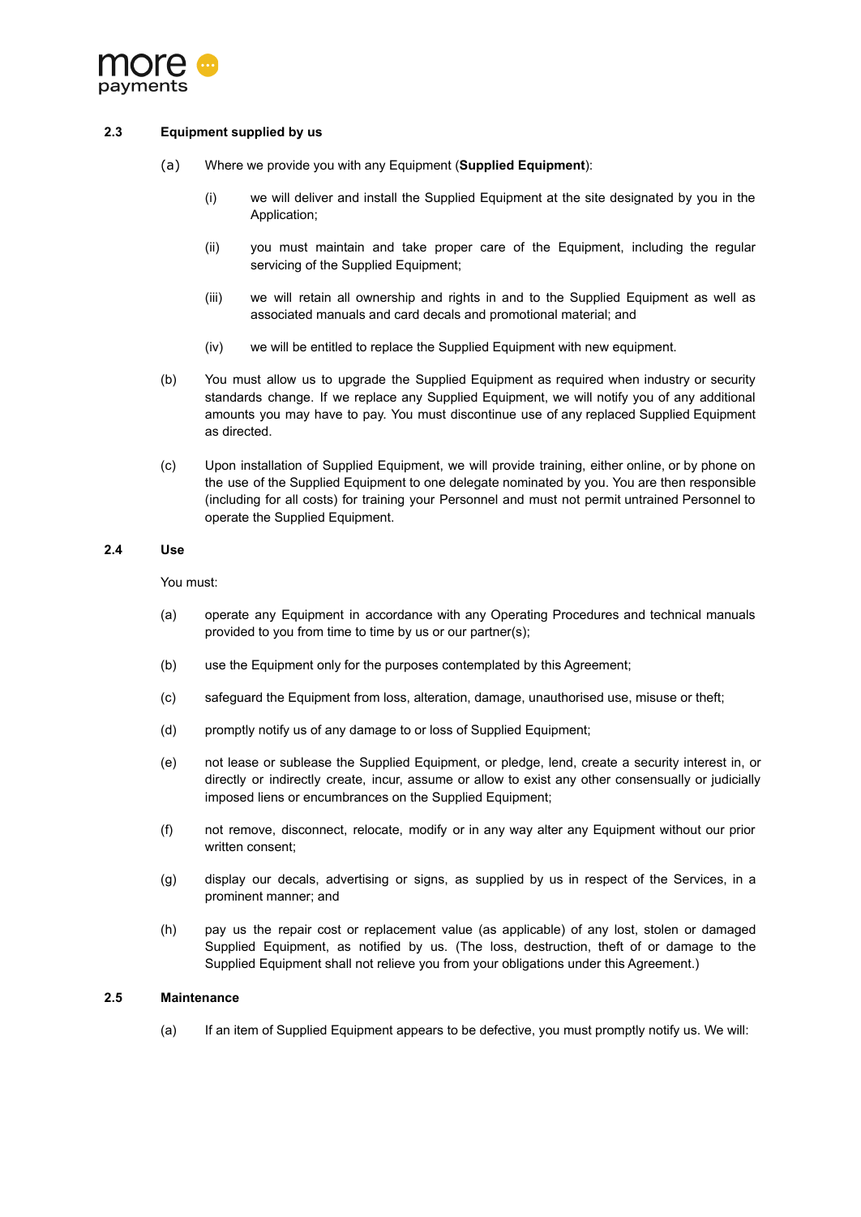### 2.3 Equipment supplied by us

(a) Where we provide you with any Equipment (**Supplied Equipment**):

(i) we will deliver and install the Supplied Equipment at the site designated by you in the Application;

(ii) you must maintain and take proper care of the Equipment, including the regular servicing of the Supplied Equipment;

(iii) we will retain all ownership and rights in and to the Supplied Equipment as well as associated manuals and card decals and promotional material; and

(iv) we will be entitled to replace the Supplied Equipment with new equipment.

(b) You must allow us to upgrade the Supplied Equipment as required when industry or security standards change. If we replace any Supplied Equipment, we will notify you of any additional amounts you may have to pay. You must discontinue use of any replaced Supplied Equipment as directed.

(c) Upon installation of Supplied Equipment, we will provide training, either online, or by phone on the use of the Supplied Equipment to one delegate nominated by you. You are then responsible (including for all costs) for training your Personnel and must not permit untrained Personnel to operate the Supplied Equipment.

### 2.4 Use

You must:

(a) operate any Equipment in accordance with any Operating Procedures and technical manuals provided to you from time to time by us or our partner(s);

(b) use the Equipment only for the purposes contemplated by this Agreement;

(c) safeguard the Equipment from loss, alteration, damage, unauthorised use, misuse or theft;

(d) promptly notify us of any damage to or loss of Supplied Equipment;

(e) not lease or sublease the Supplied Equipment, or pledge, lend, create a security interest in, or directly or indirectly create, incur, assume or allow to exist any other consensually or judicially imposed liens or encumbrances on the Supplied Equipment;

(f) not remove, disconnect, relocate, modify or in any way alter any Equipment without our prior written consent;

(g) display our decals, advertising or signs, as supplied by us in respect of the Services, in a prominent manner; and

(h) pay us the repair cost or replacement value (as applicable) of any lost, stolen or damaged Supplied Equipment, as notified by us. (The loss, destruction, theft of or damage to the Supplied Equipment shall not relieve you from your obligations under this Agreement.)

### 2.5 Maintenance

(a) If an item of Supplied Equipment appears to be defective, you must promptly notify us. We will: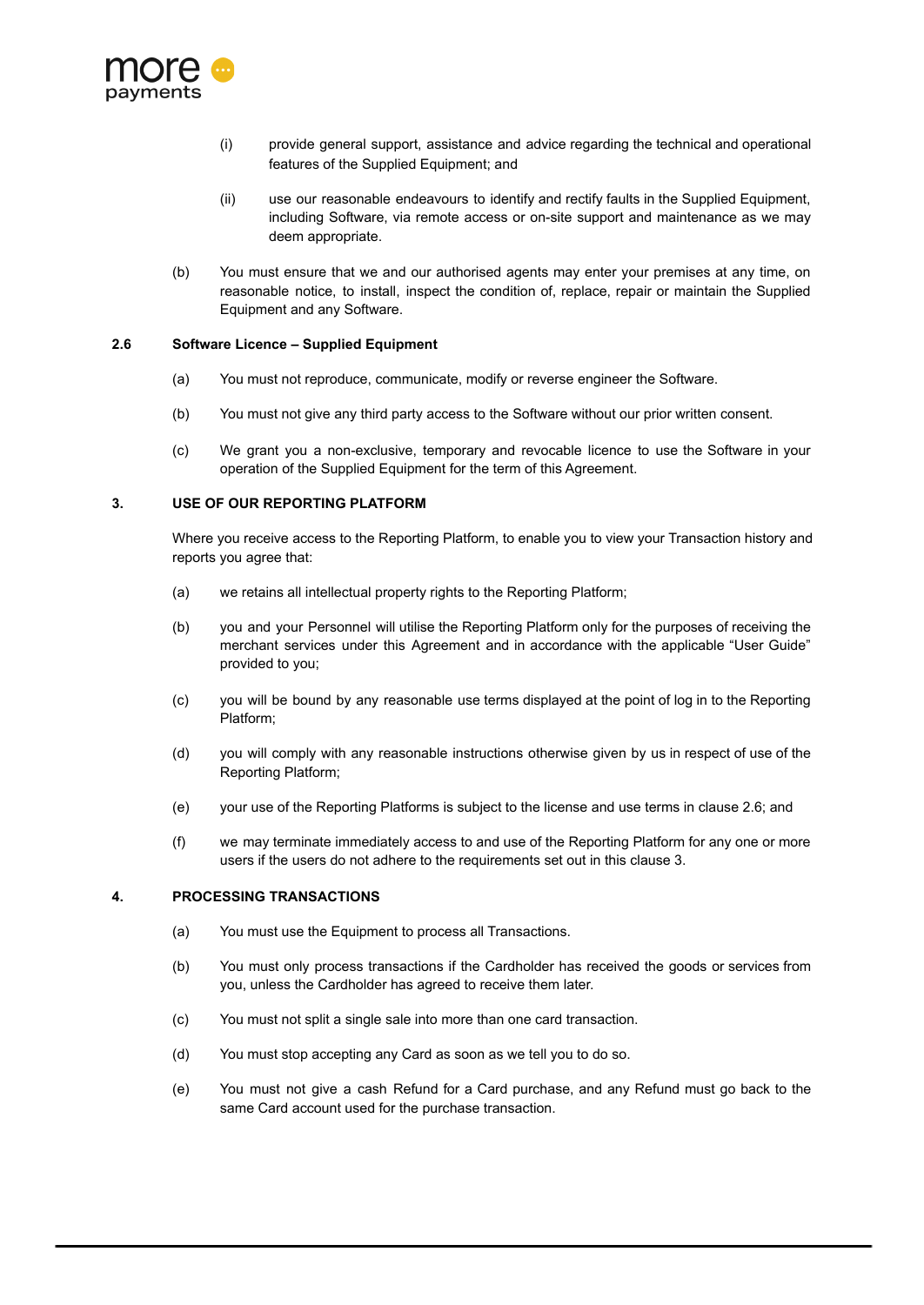(i) provide general support, assistance and advice regarding the technical and operational features of the Supplied Equipment; and

(ii) use our reasonable endeavours to identify and rectify faults in the Supplied Equipment, including Software, via remote access or on-site support and maintenance as we may deem appropriate.

(b) You must ensure that we and our authorised agents may enter your premises at any time, on reasonable notice, to install, inspect the condition of, replace, repair or maintain the Supplied Equipment and any Software.

### 2.6 Software Licence – Supplied Equipment

(a) You must not reproduce, communicate, modify or reverse engineer the Software.

(b) You must not give any third party access to the Software without our prior written consent.

(c) We grant you a non-exclusive, temporary and revocable licence to use the Software in your operation of the Supplied Equipment for the term of this Agreement.

## 3. USE OF OUR REPORTING PLATFORM

Where you receive access to the Reporting Platform, to enable you to view your Transaction history and reports you agree that:

(a) we retains all intellectual property rights to the Reporting Platform;

(b) you and your Personnel will utilise the Reporting Platform only for the purposes of receiving the merchant services under this Agreement and in accordance with the applicable "User Guide" provided to you;

(c) you will be bound by any reasonable use terms displayed at the point of log in to the Reporting Platform;

(d) you will comply with any reasonable instructions otherwise given by us in respect of use of the Reporting Platform;

(e) your use of the Reporting Platforms is subject to the license and use terms in clause 2.6; and

(f) we may terminate immediately access to and use of the Reporting Platform for any one or more users if the users do not adhere to the requirements set out in this clause 3.

## 4. PROCESSING TRANSACTIONS

(a) You must use the Equipment to process all Transactions.

(b) You must only process transactions if the Cardholder has received the goods or services from you, unless the Cardholder has agreed to receive them later.

(c) You must not split a single sale into more than one card transaction.

(d) You must stop accepting any Card as soon as we tell you to do so.

(e) You must not give a cash Refund for a Card purchase, and any Refund must go back to the same Card account used for the purchase transaction.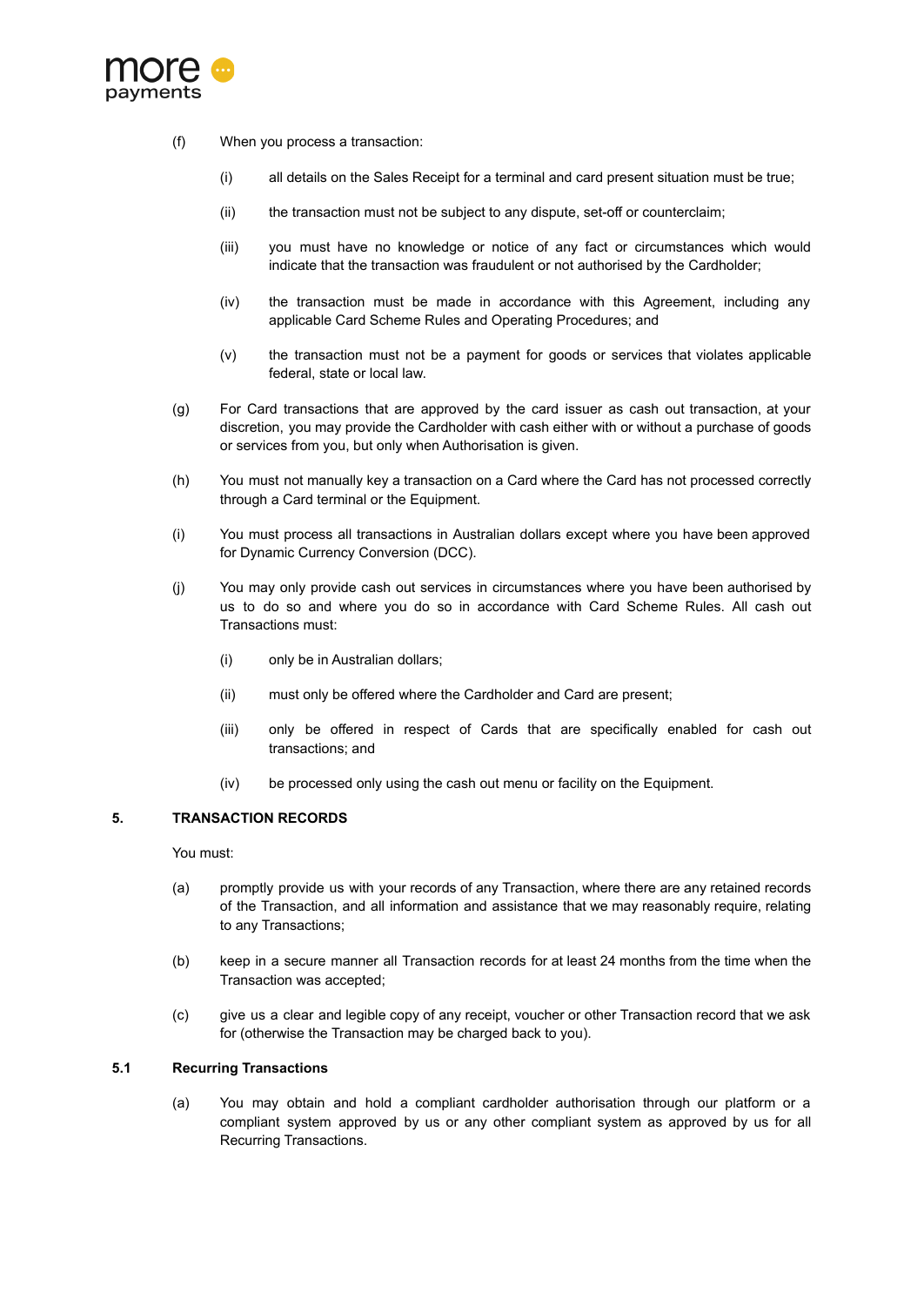(f) When you process a transaction:

   (i) all details on the Sales Receipt for a terminal and card present situation must be true;

   (ii) the transaction must not be subject to any dispute, set-off or counterclaim;

   (iii) you must have no knowledge or notice of any fact or circumstances which would indicate that the transaction was fraudulent or not authorised by the Cardholder;

   (iv) the transaction must be made in accordance with this Agreement, including any applicable Card Scheme Rules and Operating Procedures; and

   (v) the transaction must not be a payment for goods or services that violates applicable federal, state or local law.

(g) For Card transactions that are approved by the card issuer as cash out transaction, at your discretion, you may provide the Cardholder with cash either with or without a purchase of goods or services from you, but only when Authorisation is given.

(h) You must not manually key a transaction on a Card where the Card has not processed correctly through a Card terminal or the Equipment.

(i) You must process all transactions in Australian dollars except where you have been approved for Dynamic Currency Conversion (DCC).

(j) You may only provide cash out services in circumstances where you have been authorised by us to do so and where you do so in accordance with Card Scheme Rules. All cash out Transactions must:

   (i) only be in Australian dollars;

   (ii) must only be offered where the Cardholder and Card are present;

   (iii) only be offered in respect of Cards that are specifically enabled for cash out transactions; and

   (iv) be processed only using the cash out menu or facility on the Equipment.

## 5. TRANSACTION RECORDS

You must:

(a) promptly provide us with your records of any Transaction, where there are any retained records of the Transaction, and all information and assistance that we may reasonably require, relating to any Transactions;

(b) keep in a secure manner all Transaction records for at least 24 months from the time when the Transaction was accepted;

(c) give us a clear and legible copy of any receipt, voucher or other Transaction record that we ask for (otherwise the Transaction may be charged back to you).

### 5.1 Recurring Transactions

(a) You may obtain and hold a compliant cardholder authorisation through our platform or a compliant system approved by us or any other compliant system as approved by us for all Recurring Transactions.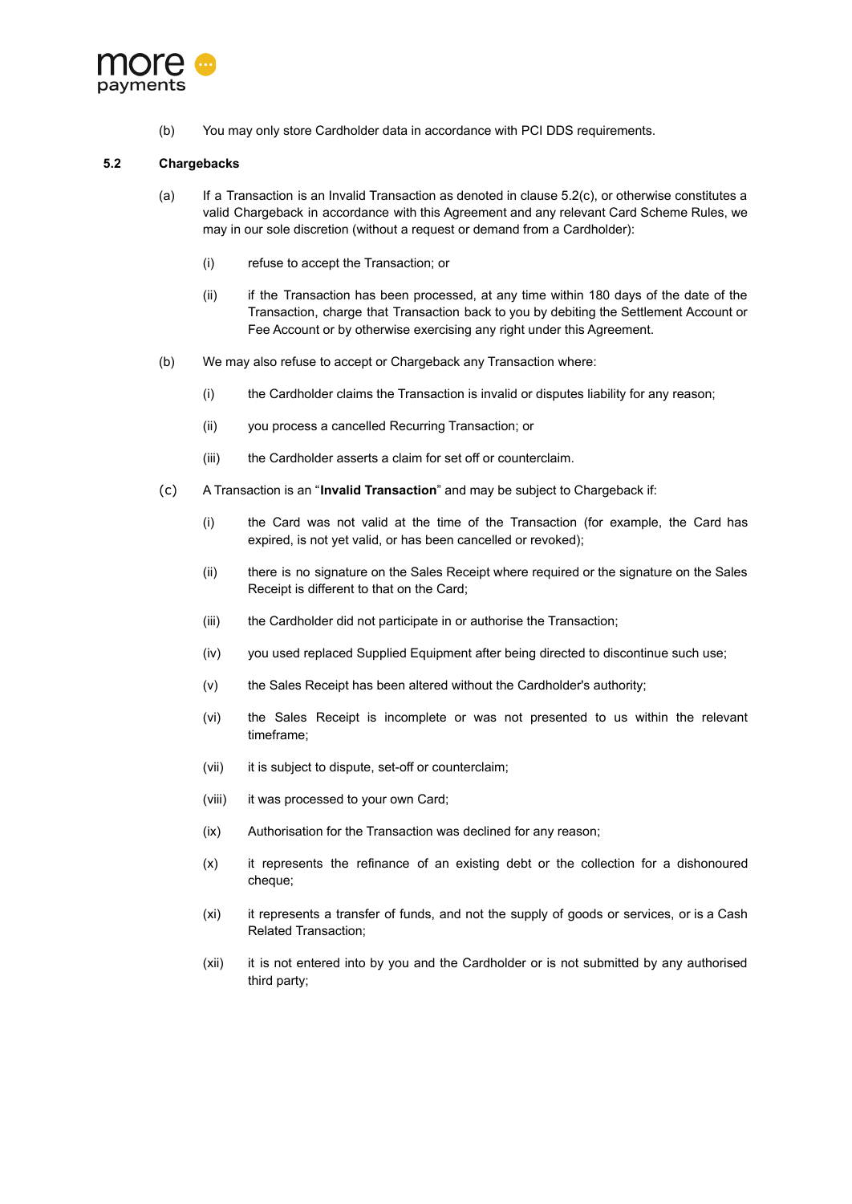(b) You may only store Cardholder data in accordance with PCI DDS requirements.

**5.2 Chargebacks**

(a) If a Transaction is an Invalid Transaction as denoted in clause 5.2(c), or otherwise constitutes a valid Chargeback in accordance with this Agreement and any relevant Card Scheme Rules, we may in our sole discretion (without a request or demand from a Cardholder):

(i) refuse to accept the Transaction; or

(ii) if the Transaction has been processed, at any time within 180 days of the date of the Transaction, charge that Transaction back to you by debiting the Settlement Account or Fee Account or by otherwise exercising any right under this Agreement.

(b) We may also refuse to accept or Chargeback any Transaction where:

(i) the Cardholder claims the Transaction is invalid or disputes liability for any reason;

(ii) you process a cancelled Recurring Transaction; or

(iii) the Cardholder asserts a claim for set off or counterclaim.

(c) A Transaction is an "**Invalid Transaction**" and may be subject to Chargeback if:

(i) the Card was not valid at the time of the Transaction (for example, the Card has expired, is not yet valid, or has been cancelled or revoked);

(ii) there is no signature on the Sales Receipt where required or the signature on the Sales Receipt is different to that on the Card;

(iii) the Cardholder did not participate in or authorise the Transaction;

(iv) you used replaced Supplied Equipment after being directed to discontinue such use;

(v) the Sales Receipt has been altered without the Cardholder's authority;

(vi) the Sales Receipt is incomplete or was not presented to us within the relevant timeframe;

(vii) it is subject to dispute, set-off or counterclaim;

(viii) it was processed to your own Card;

(ix) Authorisation for the Transaction was declined for any reason;

(x) it represents the refinance of an existing debt or the collection for a dishonoured cheque;

(xi) it represents a transfer of funds, and not the supply of goods or services, or is a Cash Related Transaction;

(xii) it is not entered into by you and the Cardholder or is not submitted by any authorised third party;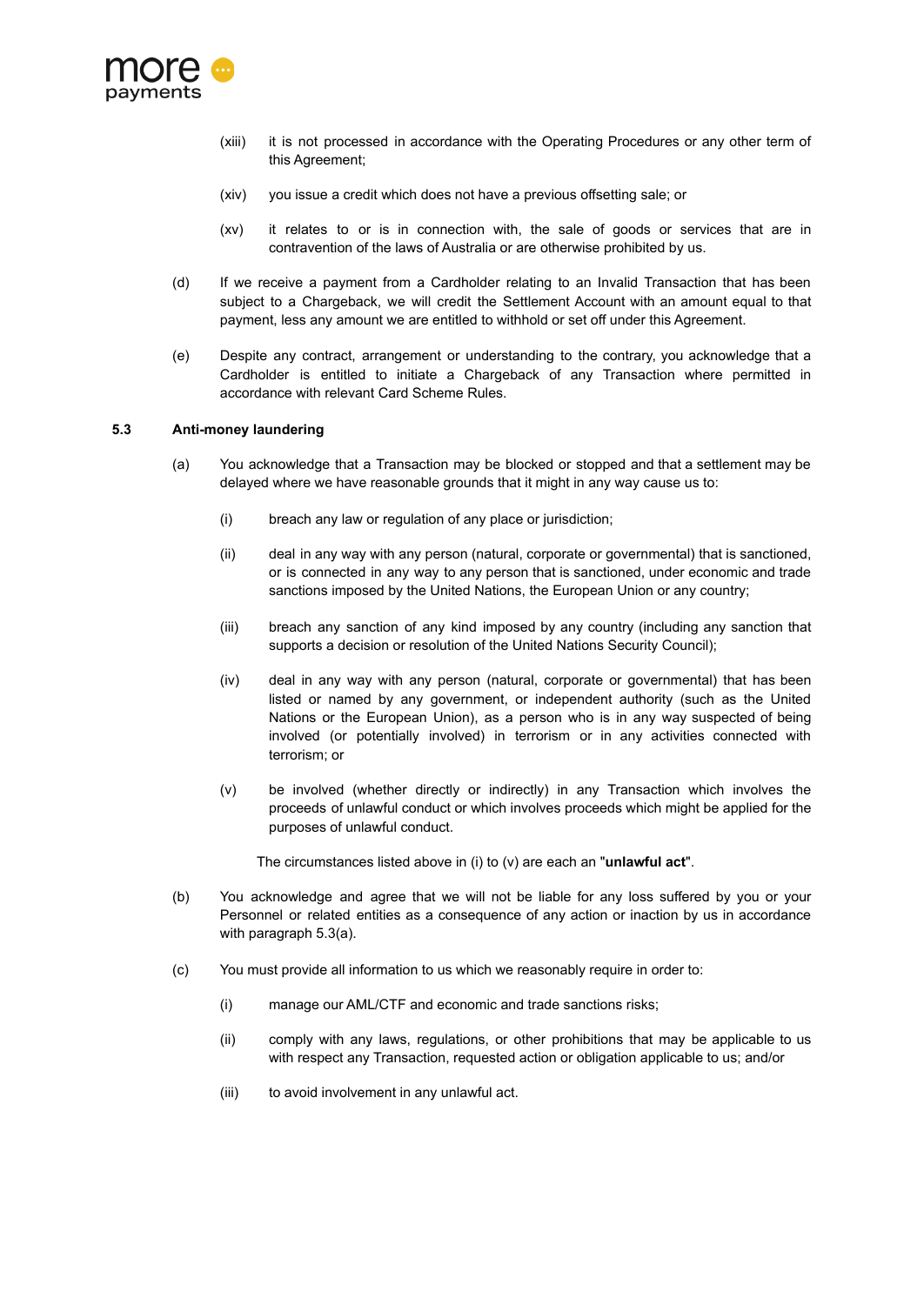(xiii) it is not processed in accordance with the Operating Procedures or any other term of this Agreement;

(xiv) you issue a credit which does not have a previous offsetting sale; or

(xv) it relates to or is in connection with, the sale of goods or services that are in contravention of the laws of Australia or are otherwise prohibited by us.

(d) If we receive a payment from a Cardholder relating to an Invalid Transaction that has been subject to a Chargeback, we will credit the Settlement Account with an amount equal to that payment, less any amount we are entitled to withhold or set off under this Agreement.

(e) Despite any contract, arrangement or understanding to the contrary, you acknowledge that a Cardholder is entitled to initiate a Chargeback of any Transaction where permitted in accordance with relevant Card Scheme Rules.

### 5.3 Anti-money laundering

(a) You acknowledge that a Transaction may be blocked or stopped and that a settlement may be delayed where we have reasonable grounds that it might in any way cause us to:

(i) breach any law or regulation of any place or jurisdiction;

(ii) deal in any way with any person (natural, corporate or governmental) that is sanctioned, or is connected in any way to any person that is sanctioned, under economic and trade sanctions imposed by the United Nations, the European Union or any country;

(iii) breach any sanction of any kind imposed by any country (including any sanction that supports a decision or resolution of the United Nations Security Council);

(iv) deal in any way with any person (natural, corporate or governmental) that has been listed or named by any government, or independent authority (such as the United Nations or the European Union), as a person who is in any way suspected of being involved (or potentially involved) in terrorism or in any activities connected with terrorism; or

(v) be involved (whether directly or indirectly) in any Transaction which involves the proceeds of unlawful conduct or which involves proceeds which might be applied for the purposes of unlawful conduct.

The circumstances listed above in (i) to (v) are each an "**unlawful act**".

(b) You acknowledge and agree that we will not be liable for any loss suffered by you or your Personnel or related entities as a consequence of any action or inaction by us in accordance with paragraph 5.3(a).

(c) You must provide all information to us which we reasonably require in order to:

(i) manage our AML/CTF and economic and trade sanctions risks;

(ii) comply with any laws, regulations, or other prohibitions that may be applicable to us with respect any Transaction, requested action or obligation applicable to us; and/or

(iii) to avoid involvement in any unlawful act.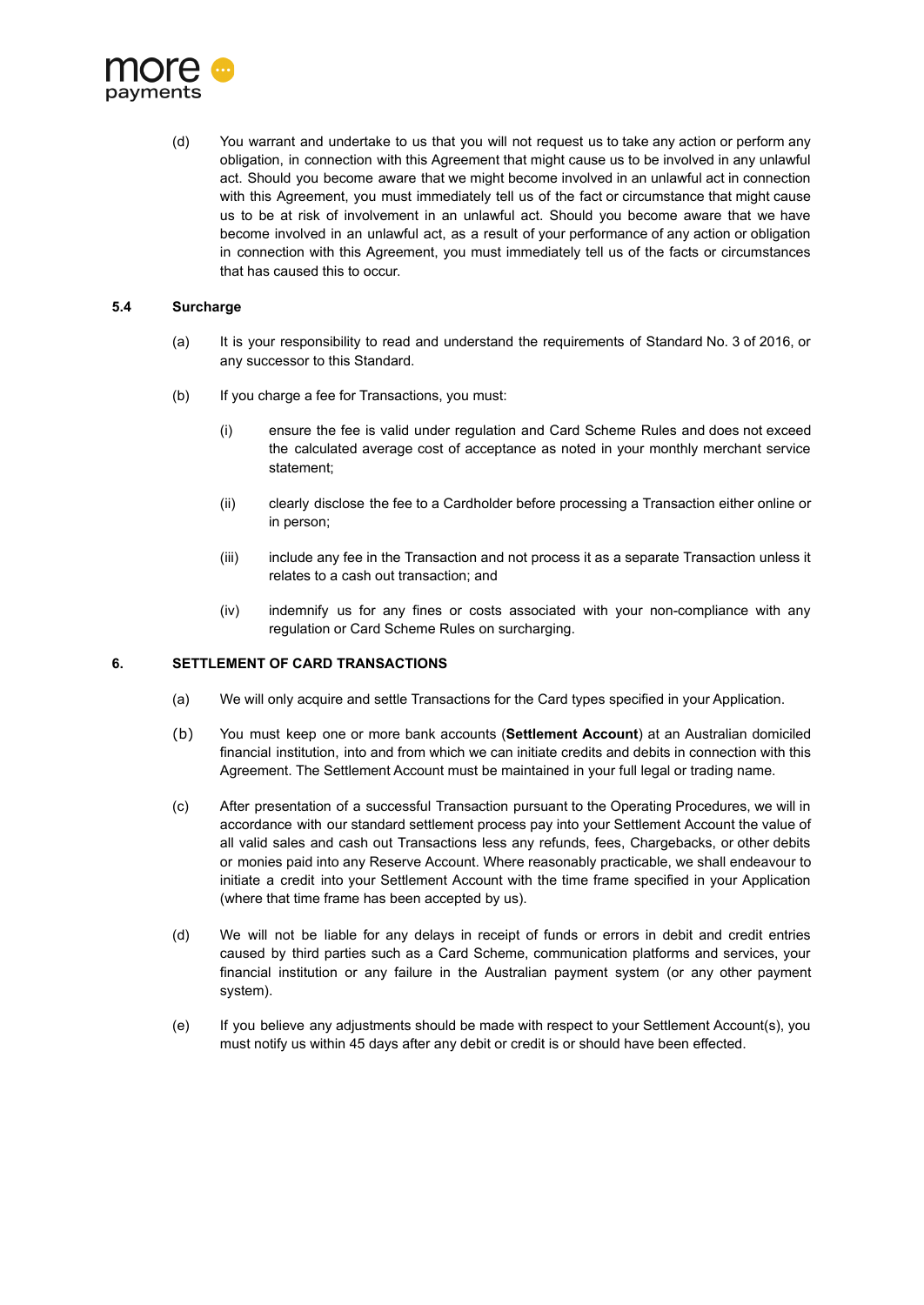(d) You warrant and undertake to us that you will not request us to take any action or perform any obligation, in connection with this Agreement that might cause us to be involved in any unlawful act. Should you become aware that we might become involved in an unlawful act in connection with this Agreement, you must immediately tell us of the fact or circumstance that might cause us to be at risk of involvement in an unlawful act. Should you become aware that we have become involved in an unlawful act, as a result of your performance of any action or obligation in connection with this Agreement, you must immediately tell us of the facts or circumstances that has caused this to occur.

### 5.4 Surcharge

(a) It is your responsibility to read and understand the requirements of Standard No. 3 of 2016, or any successor to this Standard.

(b) If you charge a fee for Transactions, you must:

(i) ensure the fee is valid under regulation and Card Scheme Rules and does not exceed the calculated average cost of acceptance as noted in your monthly merchant service statement;

(ii) clearly disclose the fee to a Cardholder before processing a Transaction either online or in person;

(iii) include any fee in the Transaction and not process it as a separate Transaction unless it relates to a cash out transaction; and

(iv) indemnify us for any fines or costs associated with your non-compliance with any regulation or Card Scheme Rules on surcharging.

## 6. SETTLEMENT OF CARD TRANSACTIONS

(a) We will only acquire and settle Transactions for the Card types specified in your Application.

(b) You must keep one or more bank accounts (**Settlement Account**) at an Australian domiciled financial institution, into and from which we can initiate credits and debits in connection with this Agreement. The Settlement Account must be maintained in your full legal or trading name.

(c) After presentation of a successful Transaction pursuant to the Operating Procedures, we will in accordance with our standard settlement process pay into your Settlement Account the value of all valid sales and cash out Transactions less any refunds, fees, Chargebacks, or other debits or monies paid into any Reserve Account. Where reasonably practicable, we shall endeavour to initiate a credit into your Settlement Account with the time frame specified in your Application (where that time frame has been accepted by us).

(d) We will not be liable for any delays in receipt of funds or errors in debit and credit entries caused by third parties such as a Card Scheme, communication platforms and services, your financial institution or any failure in the Australian payment system (or any other payment system).

(e) If you believe any adjustments should be made with respect to your Settlement Account(s), you must notify us within 45 days after any debit or credit is or should have been effected.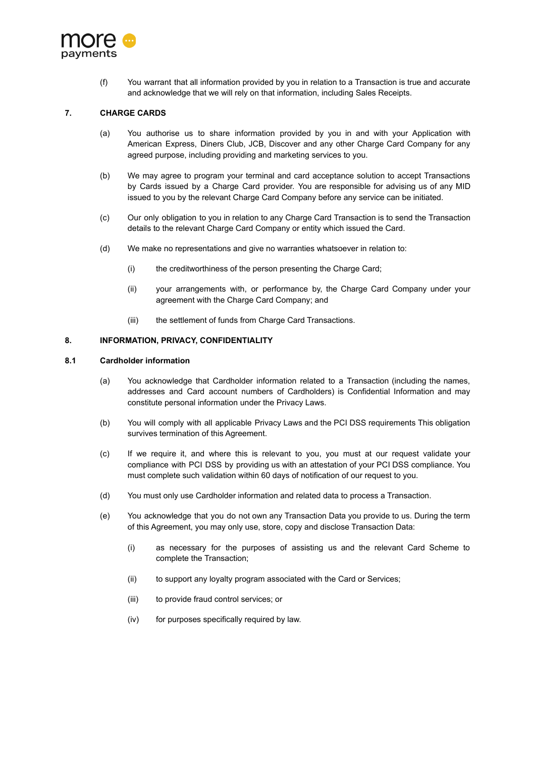(f) You warrant that all information provided by you in relation to a Transaction is true and accurate and acknowledge that we will rely on that information, including Sales Receipts.

## 7. CHARGE CARDS

(a) You authorise us to share information provided by you in and with your Application with American Express, Diners Club, JCB, Discover and any other Charge Card Company for any agreed purpose, including providing and marketing services to you.

(b) We may agree to program your terminal and card acceptance solution to accept Transactions by Cards issued by a Charge Card provider. You are responsible for advising us of any MID issued to you by the relevant Charge Card Company before any service can be initiated.

(c) Our only obligation to you in relation to any Charge Card Transaction is to send the Transaction details to the relevant Charge Card Company or entity which issued the Card.

(d) We make no representations and give no warranties whatsoever in relation to:

(i) the creditworthiness of the person presenting the Charge Card;

(ii) your arrangements with, or performance by, the Charge Card Company under your agreement with the Charge Card Company; and

(iii) the settlement of funds from Charge Card Transactions.

## 8. INFORMATION, PRIVACY, CONFIDENTIALITY

### 8.1 Cardholder information

(a) You acknowledge that Cardholder information related to a Transaction (including the names, addresses and Card account numbers of Cardholders) is Confidential Information and may constitute personal information under the Privacy Laws.

(b) You will comply with all applicable Privacy Laws and the PCI DSS requirements This obligation survives termination of this Agreement.

(c) If we require it, and where this is relevant to you, you must at our request validate your compliance with PCI DSS by providing us with an attestation of your PCI DSS compliance. You must complete such validation within 60 days of notification of our request to you.

(d) You must only use Cardholder information and related data to process a Transaction.

(e) You acknowledge that you do not own any Transaction Data you provide to us. During the term of this Agreement, you may only use, store, copy and disclose Transaction Data:

(i) as necessary for the purposes of assisting us and the relevant Card Scheme to complete the Transaction;

(ii) to support any loyalty program associated with the Card or Services;

(iii) to provide fraud control services; or

(iv) for purposes specifically required by law.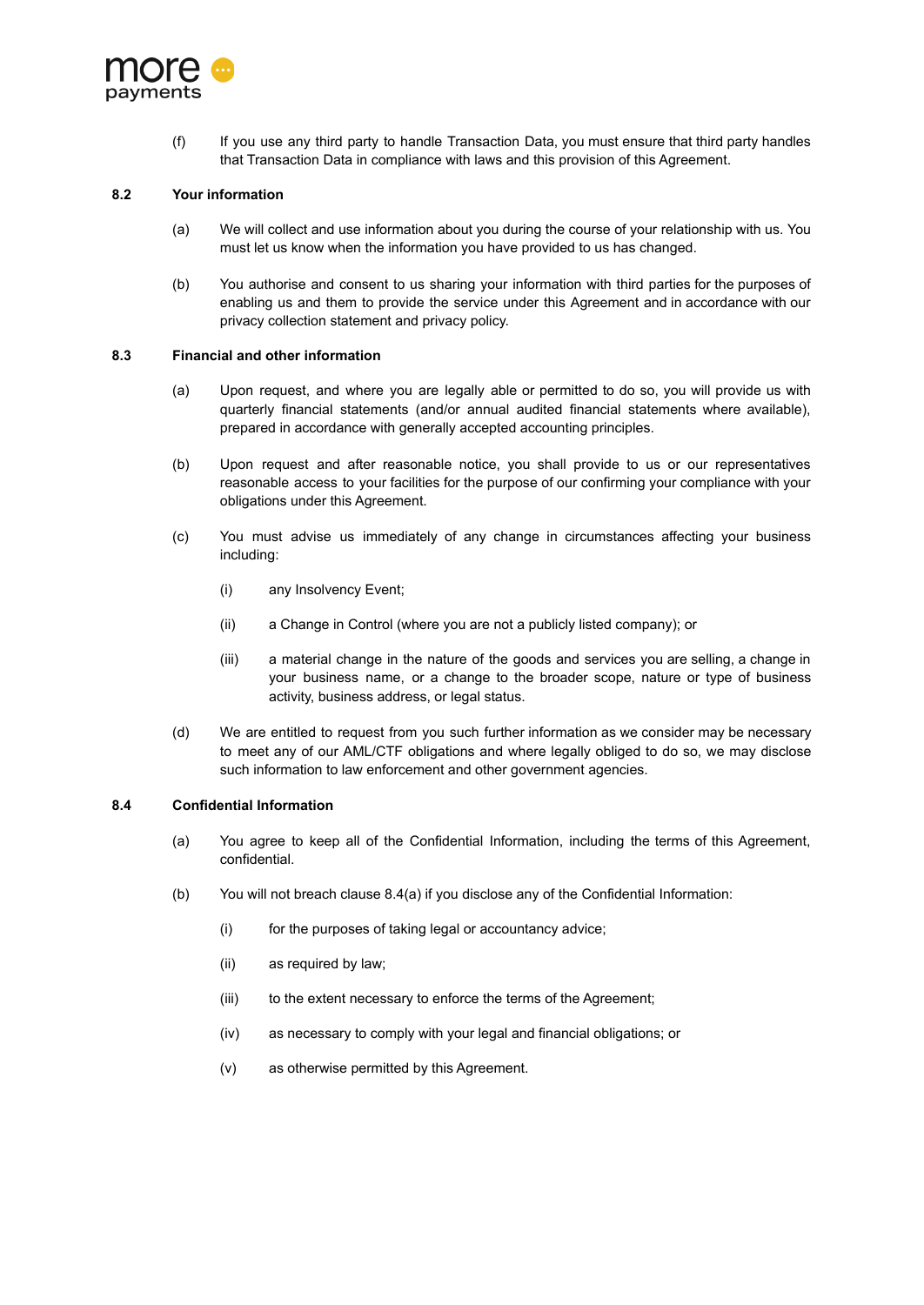(f) If you use any third party to handle Transaction Data, you must ensure that third party handles that Transaction Data in compliance with laws and this provision of this Agreement.

**8.2 Your information**

(a) We will collect and use information about you during the course of your relationship with us. You must let us know when the information you have provided to us has changed.

(b) You authorise and consent to us sharing your information with third parties for the purposes of enabling us and them to provide the service under this Agreement and in accordance with our privacy collection statement and privacy policy.

**8.3 Financial and other information**

(a) Upon request, and where you are legally able or permitted to do so, you will provide us with quarterly financial statements (and/or annual audited financial statements where available), prepared in accordance with generally accepted accounting principles.

(b) Upon request and after reasonable notice, you shall provide to us or our representatives reasonable access to your facilities for the purpose of our confirming your compliance with your obligations under this Agreement.

(c) You must advise us immediately of any change in circumstances affecting your business including:

  (i) any Insolvency Event;

  (ii) a Change in Control (where you are not a publicly listed company); or

  (iii) a material change in the nature of the goods and services you are selling, a change in your business name, or a change to the broader scope, nature or type of business activity, business address, or legal status.

(d) We are entitled to request from you such further information as we consider may be necessary to meet any of our AML/CTF obligations and where legally obliged to do so, we may disclose such information to law enforcement and other government agencies.

**8.4 Confidential Information**

(a) You agree to keep all of the Confidential Information, including the terms of this Agreement, confidential.

(b) You will not breach clause 8.4(a) if you disclose any of the Confidential Information:

  (i) for the purposes of taking legal or accountancy advice;

  (ii) as required by law;

  (iii) to the extent necessary to enforce the terms of the Agreement;

  (iv) as necessary to comply with your legal and financial obligations; or

  (v) as otherwise permitted by this Agreement.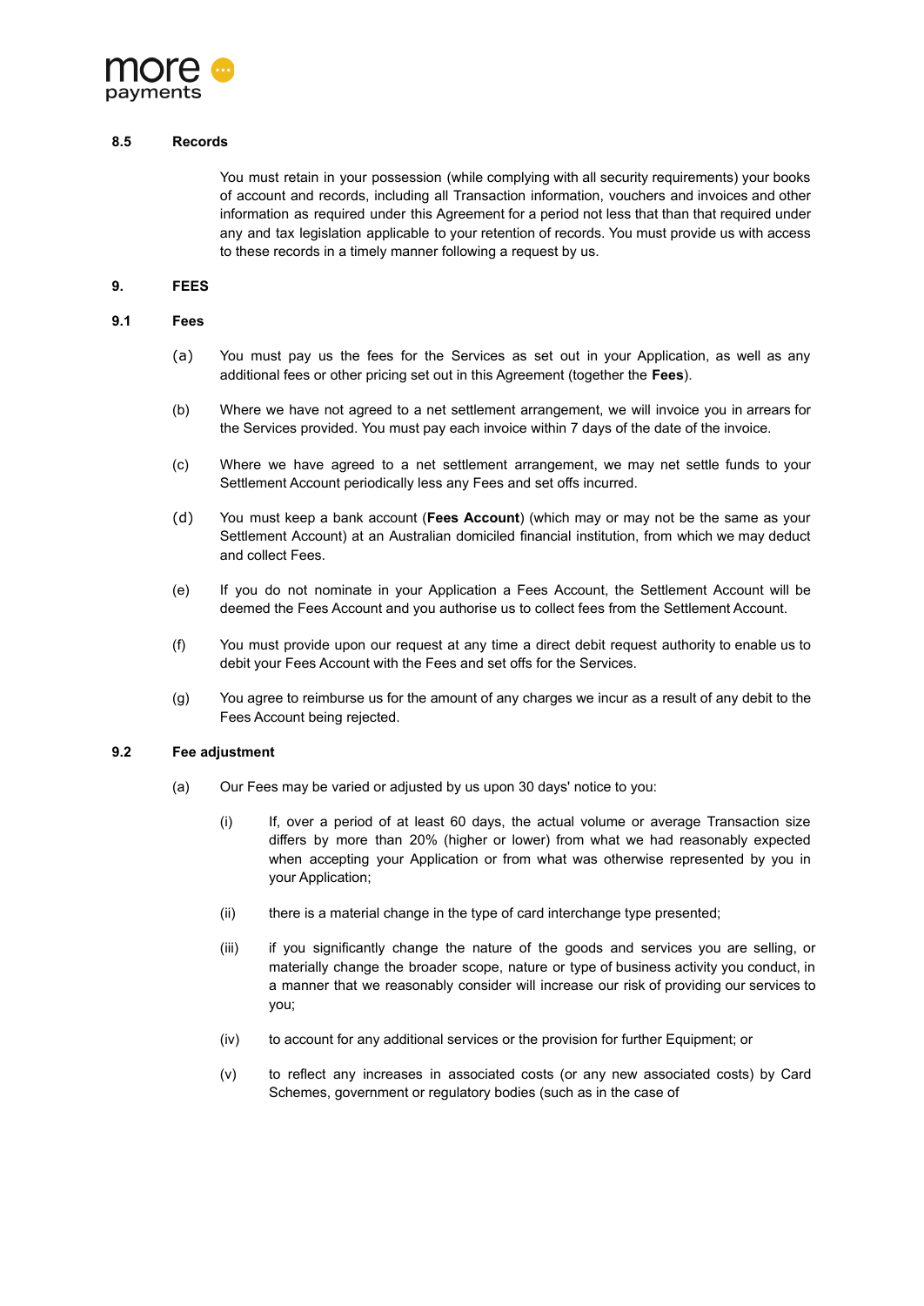### 8.5 Records

You must retain in your possession (while complying with all security requirements) your books of account and records, including all Transaction information, vouchers and invoices and other information as required under this Agreement for a period not less that than that required under any and tax legislation applicable to your retention of records. You must provide us with access to these records in a timely manner following a request by us.

## 9. FEES

### 9.1 Fees

(a) You must pay us the fees for the Services as set out in your Application, as well as any additional fees or other pricing set out in this Agreement (together the **Fees**).

(b) Where we have not agreed to a net settlement arrangement, we will invoice you in arrears for the Services provided. You must pay each invoice within 7 days of the date of the invoice.

(c) Where we have agreed to a net settlement arrangement, we may net settle funds to your Settlement Account periodically less any Fees and set offs incurred.

(d) You must keep a bank account (**Fees Account**) (which may or may not be the same as your Settlement Account) at an Australian domiciled financial institution, from which we may deduct and collect Fees.

(e) If you do not nominate in your Application a Fees Account, the Settlement Account will be deemed the Fees Account and you authorise us to collect fees from the Settlement Account.

(f) You must provide upon our request at any time a direct debit request authority to enable us to debit your Fees Account with the Fees and set offs for the Services.

(g) You agree to reimburse us for the amount of any charges we incur as a result of any debit to the Fees Account being rejected.

### 9.2 Fee adjustment

(a) Our Fees may be varied or adjusted by us upon 30 days' notice to you:

(i) If, over a period of at least 60 days, the actual volume or average Transaction size differs by more than 20% (higher or lower) from what we had reasonably expected when accepting your Application or from what was otherwise represented by you in your Application;

(ii) there is a material change in the type of card interchange type presented;

(iii) if you significantly change the nature of the goods and services you are selling, or materially change the broader scope, nature or type of business activity you conduct, in a manner that we reasonably consider will increase our risk of providing our services to you;

(iv) to account for any additional services or the provision for further Equipment; or

(v) to reflect any increases in associated costs (or any new associated costs) by Card Schemes, government or regulatory bodies (such as in the case of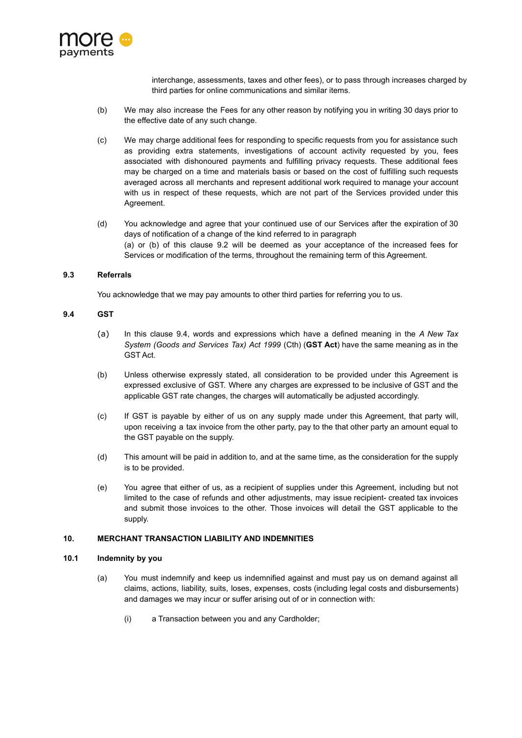interchange, assessments, taxes and other fees), or to pass through increases charged by third parties for online communications and similar items.

(b) We may also increase the Fees for any other reason by notifying you in writing 30 days prior to the effective date of any such change.

(c) We may charge additional fees for responding to specific requests from you for assistance such as providing extra statements, investigations of account activity requested by you, fees associated with dishonoured payments and fulfilling privacy requests. These additional fees may be charged on a time and materials basis or based on the cost of fulfilling such requests averaged across all merchants and represent additional work required to manage your account with us in respect of these requests, which are not part of the Services provided under this Agreement.

(d) You acknowledge and agree that your continued use of our Services after the expiration of 30 days of notification of a change of the kind referred to in paragraph
(a) or (b) of this clause 9.2 will be deemed as your acceptance of the increased fees for Services or modification of the terms, throughout the remaining term of this Agreement.

**9.3 Referrals**

You acknowledge that we may pay amounts to other third parties for referring you to us.

**9.4 GST**

(a) In this clause 9.4, words and expressions which have a defined meaning in the *A New Tax System (Goods and Services Tax) Act 1999* (Cth) (**GST Act**) have the same meaning as in the GST Act.

(b) Unless otherwise expressly stated, all consideration to be provided under this Agreement is expressed exclusive of GST. Where any charges are expressed to be inclusive of GST and the applicable GST rate changes, the charges will automatically be adjusted accordingly.

(c) If GST is payable by either of us on any supply made under this Agreement, that party will, upon receiving a tax invoice from the other party, pay to the that other party an amount equal to the GST payable on the supply.

(d) This amount will be paid in addition to, and at the same time, as the consideration for the supply is to be provided.

(e) You agree that either of us, as a recipient of supplies under this Agreement, including but not limited to the case of refunds and other adjustments, may issue recipient- created tax invoices and submit those invoices to the other. Those invoices will detail the GST applicable to the supply.

**10. MERCHANT TRANSACTION LIABILITY AND INDEMNITIES**

**10.1 Indemnity by you**

(a) You must indemnify and keep us indemnified against and must pay us on demand against all claims, actions, liability, suits, loses, expenses, costs (including legal costs and disbursements) and damages we may incur or suffer arising out of or in connection with:

(i) a Transaction between you and any Cardholder;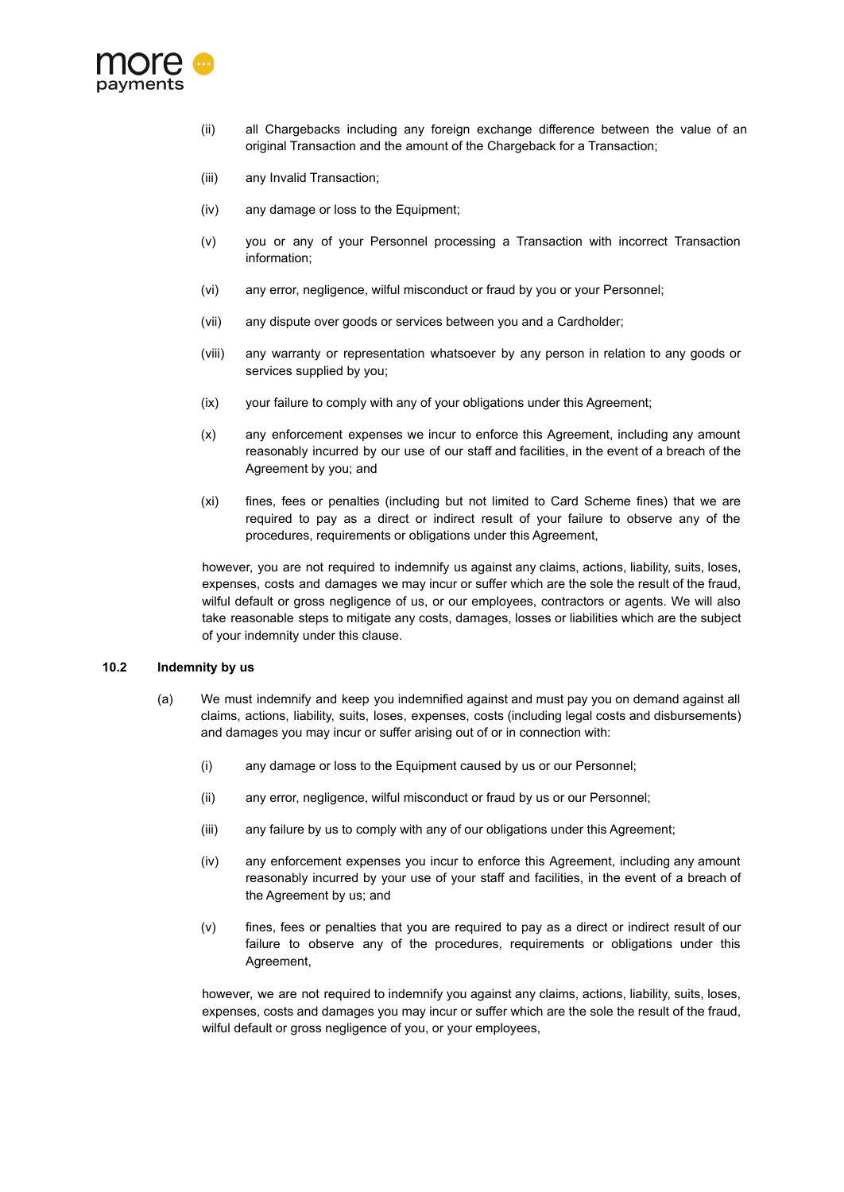(ii) all Chargebacks including any foreign exchange difference between the value of an original Transaction and the amount of the Chargeback for a Transaction;

(iii) any Invalid Transaction;

(iv) any damage or loss to the Equipment;

(v) you or any of your Personnel processing a Transaction with incorrect Transaction information;

(vi) any error, negligence, wilful misconduct or fraud by you or your Personnel;

(vii) any dispute over goods or services between you and a Cardholder;

(viii) any warranty or representation whatsoever by any person in relation to any goods or services supplied by you;

(ix) your failure to comply with any of your obligations under this Agreement;

(x) any enforcement expenses we incur to enforce this Agreement, including any amount reasonably incurred by our use of our staff and facilities, in the event of a breach of the Agreement by you; and

(xi) fines, fees or penalties (including but not limited to Card Scheme fines) that we are required to pay as a direct or indirect result of your failure to observe any of the procedures, requirements or obligations under this Agreement,

however, you are not required to indemnify us against any claims, actions, liability, suits, loses, expenses, costs and damages we may incur or suffer which are the sole the result of the fraud, wilful default or gross negligence of us, or our employees, contractors or agents. We will also take reasonable steps to mitigate any costs, damages, losses or liabilities which are the subject of your indemnity under this clause.

**10.2 Indemnity by us**

(a) We must indemnify and keep you indemnified against and must pay you on demand against all claims, actions, liability, suits, loses, expenses, costs (including legal costs and disbursements) and damages you may incur or suffer arising out of or in connection with:

(i) any damage or loss to the Equipment caused by us or our Personnel;

(ii) any error, negligence, wilful misconduct or fraud by us or our Personnel;

(iii) any failure by us to comply with any of our obligations under this Agreement;

(iv) any enforcement expenses you incur to enforce this Agreement, including any amount reasonably incurred by your use of your staff and facilities, in the event of a breach of the Agreement by us; and

(v) fines, fees or penalties that you are required to pay as a direct or indirect result of our failure to observe any of the procedures, requirements or obligations under this Agreement,

however, we are not required to indemnify you against any claims, actions, liability, suits, loses, expenses, costs and damages you may incur or suffer which are the sole the result of the fraud, wilful default or gross negligence of you, or your employees,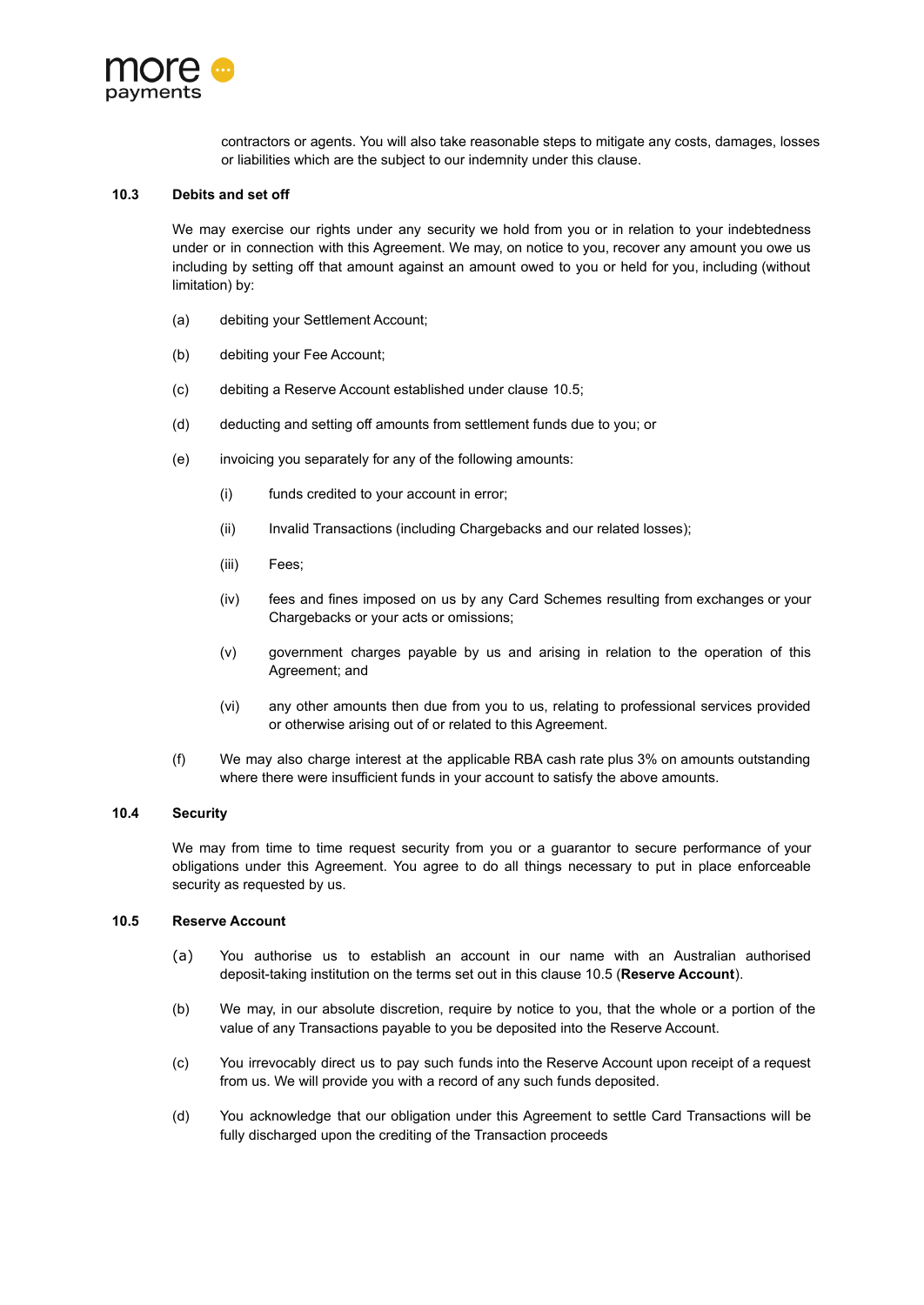contractors or agents. You will also take reasonable steps to mitigate any costs, damages, losses or liabilities which are the subject to our indemnity under this clause.

### 10.3 Debits and set off

We may exercise our rights under any security we hold from you or in relation to your indebtedness under or in connection with this Agreement. We may, on notice to you, recover any amount you owe us including by setting off that amount against an amount owed to you or held for you, including (without limitation) by:

(a) debiting your Settlement Account;

(b) debiting your Fee Account;

(c) debiting a Reserve Account established under clause 10.5;

(d) deducting and setting off amounts from settlement funds due to you; or

(e) invoicing you separately for any of the following amounts:

- (i) funds credited to your account in error;
- (ii) Invalid Transactions (including Chargebacks and our related losses);
- (iii) Fees;
- (iv) fees and fines imposed on us by any Card Schemes resulting from exchanges or your Chargebacks or your acts or omissions;
- (v) government charges payable by us and arising in relation to the operation of this Agreement; and
- (vi) any other amounts then due from you to us, relating to professional services provided or otherwise arising out of or related to this Agreement.

(f) We may also charge interest at the applicable RBA cash rate plus 3% on amounts outstanding where there were insufficient funds in your account to satisfy the above amounts.

### 10.4 Security

We may from time to time request security from you or a guarantor to secure performance of your obligations under this Agreement. You agree to do all things necessary to put in place enforceable security as requested by us.

### 10.5 Reserve Account

(a) You authorise us to establish an account in our name with an Australian authorised deposit-taking institution on the terms set out in this clause 10.5 (**Reserve Account**).

(b) We may, in our absolute discretion, require by notice to you, that the whole or a portion of the value of any Transactions payable to you be deposited into the Reserve Account.

(c) You irrevocably direct us to pay such funds into the Reserve Account upon receipt of a request from us. We will provide you with a record of any such funds deposited.

(d) You acknowledge that our obligation under this Agreement to settle Card Transactions will be fully discharged upon the crediting of the Transaction proceeds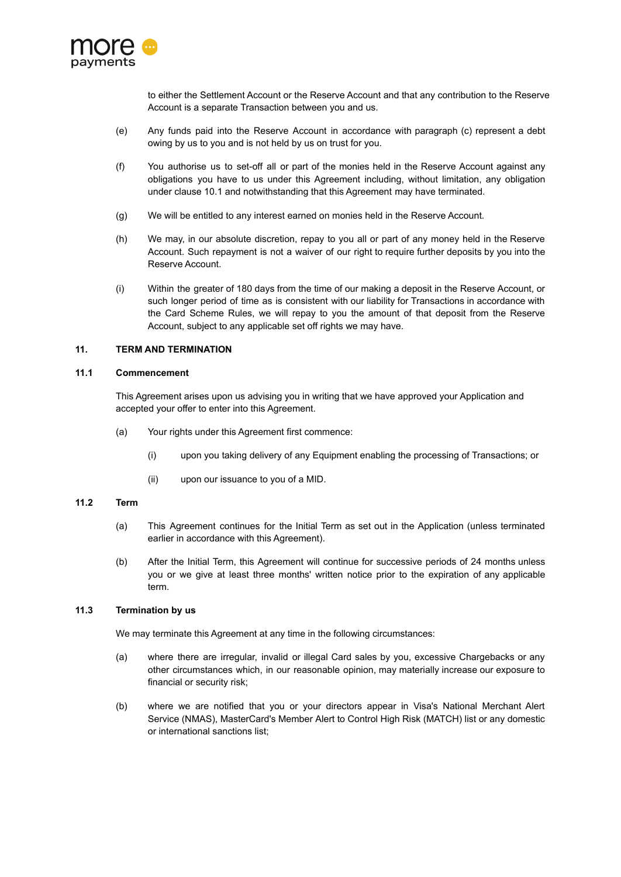to either the Settlement Account or the Reserve Account and that any contribution to the Reserve Account is a separate Transaction between you and us.

(e) Any funds paid into the Reserve Account in accordance with paragraph (c) represent a debt owing by us to you and is not held by us on trust for you.

(f) You authorise us to set-off all or part of the monies held in the Reserve Account against any obligations you have to us under this Agreement including, without limitation, any obligation under clause 10.1 and notwithstanding that this Agreement may have terminated.

(g) We will be entitled to any interest earned on monies held in the Reserve Account.

(h) We may, in our absolute discretion, repay to you all or part of any money held in the Reserve Account. Such repayment is not a waiver of our right to require further deposits by you into the Reserve Account.

(i) Within the greater of 180 days from the time of our making a deposit in the Reserve Account, or such longer period of time as is consistent with our liability for Transactions in accordance with the Card Scheme Rules, we will repay to you the amount of that deposit from the Reserve Account, subject to any applicable set off rights we may have.

## 11. TERM AND TERMINATION

### 11.1 Commencement

This Agreement arises upon us advising you in writing that we have approved your Application and accepted your offer to enter into this Agreement.

(a) Your rights under this Agreement first commence:

(i) upon you taking delivery of any Equipment enabling the processing of Transactions; or

(ii) upon our issuance to you of a MID.

### 11.2 Term

(a) This Agreement continues for the Initial Term as set out in the Application (unless terminated earlier in accordance with this Agreement).

(b) After the Initial Term, this Agreement will continue for successive periods of 24 months unless you or we give at least three months' written notice prior to the expiration of any applicable term.

### 11.3 Termination by us

We may terminate this Agreement at any time in the following circumstances:

(a) where there are irregular, invalid or illegal Card sales by you, excessive Chargebacks or any other circumstances which, in our reasonable opinion, may materially increase our exposure to financial or security risk;

(b) where we are notified that you or your directors appear in Visa's National Merchant Alert Service (NMAS), MasterCard's Member Alert to Control High Risk (MATCH) list or any domestic or international sanctions list;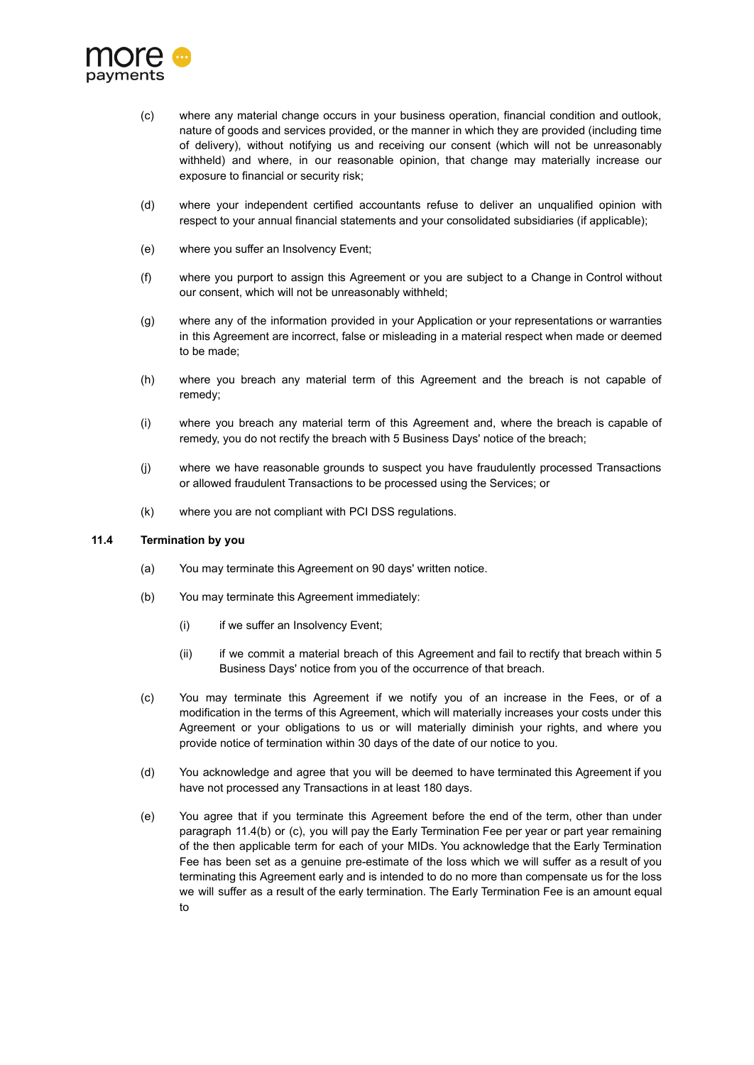(c) where any material change occurs in your business operation, financial condition and outlook, nature of goods and services provided, or the manner in which they are provided (including time of delivery), without notifying us and receiving our consent (which will not be unreasonably withheld) and where, in our reasonable opinion, that change may materially increase our exposure to financial or security risk;

(d) where your independent certified accountants refuse to deliver an unqualified opinion with respect to your annual financial statements and your consolidated subsidiaries (if applicable);

(e) where you suffer an Insolvency Event;

(f) where you purport to assign this Agreement or you are subject to a Change in Control without our consent, which will not be unreasonably withheld;

(g) where any of the information provided in your Application or your representations or warranties in this Agreement are incorrect, false or misleading in a material respect when made or deemed to be made;

(h) where you breach any material term of this Agreement and the breach is not capable of remedy;

(i) where you breach any material term of this Agreement and, where the breach is capable of remedy, you do not rectify the breach with 5 Business Days' notice of the breach;

(j) where we have reasonable grounds to suspect you have fraudulently processed Transactions or allowed fraudulent Transactions to be processed using the Services; or

(k) where you are not compliant with PCI DSS regulations.

**11.4 Termination by you**

(a) You may terminate this Agreement on 90 days' written notice.

(b) You may terminate this Agreement immediately:

(i) if we suffer an Insolvency Event;

(ii) if we commit a material breach of this Agreement and fail to rectify that breach within 5 Business Days' notice from you of the occurrence of that breach.

(c) You may terminate this Agreement if we notify you of an increase in the Fees, or of a modification in the terms of this Agreement, which will materially increases your costs under this Agreement or your obligations to us or will materially diminish your rights, and where you provide notice of termination within 30 days of the date of our notice to you.

(d) You acknowledge and agree that you will be deemed to have terminated this Agreement if you have not processed any Transactions in at least 180 days.

(e) You agree that if you terminate this Agreement before the end of the term, other than under paragraph 11.4(b) or (c), you will pay the Early Termination Fee per year or part year remaining of the then applicable term for each of your MIDs. You acknowledge that the Early Termination Fee has been set as a genuine pre-estimate of the loss which we will suffer as a result of you terminating this Agreement early and is intended to do no more than compensate us for the loss we will suffer as a result of the early termination. The Early Termination Fee is an amount equal to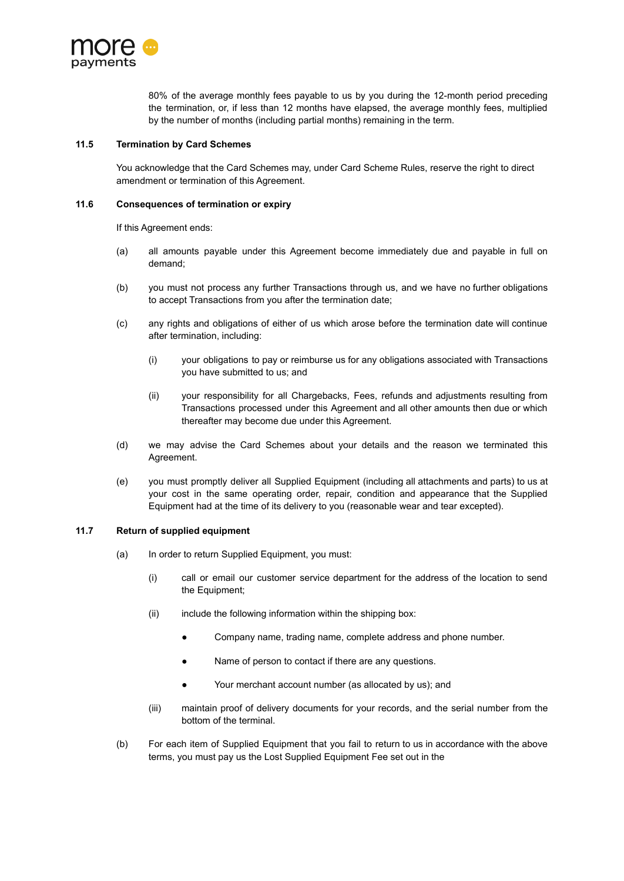80% of the average monthly fees payable to us by you during the 12-month period preceding the termination, or, if less than 12 months have elapsed, the average monthly fees, multiplied by the number of months (including partial months) remaining in the term.

**11.5 Termination by Card Schemes**

You acknowledge that the Card Schemes may, under Card Scheme Rules, reserve the right to direct amendment or termination of this Agreement.

**11.6 Consequences of termination or expiry**

If this Agreement ends:

(a) all amounts payable under this Agreement become immediately due and payable in full on demand;

(b) you must not process any further Transactions through us, and we have no further obligations to accept Transactions from you after the termination date;

(c) any rights and obligations of either of us which arose before the termination date will continue after termination, including:

  (i) your obligations to pay or reimburse us for any obligations associated with Transactions you have submitted to us; and

  (ii) your responsibility for all Chargebacks, Fees, refunds and adjustments resulting from Transactions processed under this Agreement and all other amounts then due or which thereafter may become due under this Agreement.

(d) we may advise the Card Schemes about your details and the reason we terminated this Agreement.

(e) you must promptly deliver all Supplied Equipment (including all attachments and parts) to us at your cost in the same operating order, repair, condition and appearance that the Supplied Equipment had at the time of its delivery to you (reasonable wear and tear excepted).

**11.7 Return of supplied equipment**

(a) In order to return Supplied Equipment, you must:

  (i) call or email our customer service department for the address of the location to send the Equipment;

  (ii) include the following information within the shipping box:

  - Company name, trading name, complete address and phone number.
  - Name of person to contact if there are any questions.
  - Your merchant account number (as allocated by us); and

  (iii) maintain proof of delivery documents for your records, and the serial number from the bottom of the terminal.

(b) For each item of Supplied Equipment that you fail to return to us in accordance with the above terms, you must pay us the Lost Supplied Equipment Fee set out in the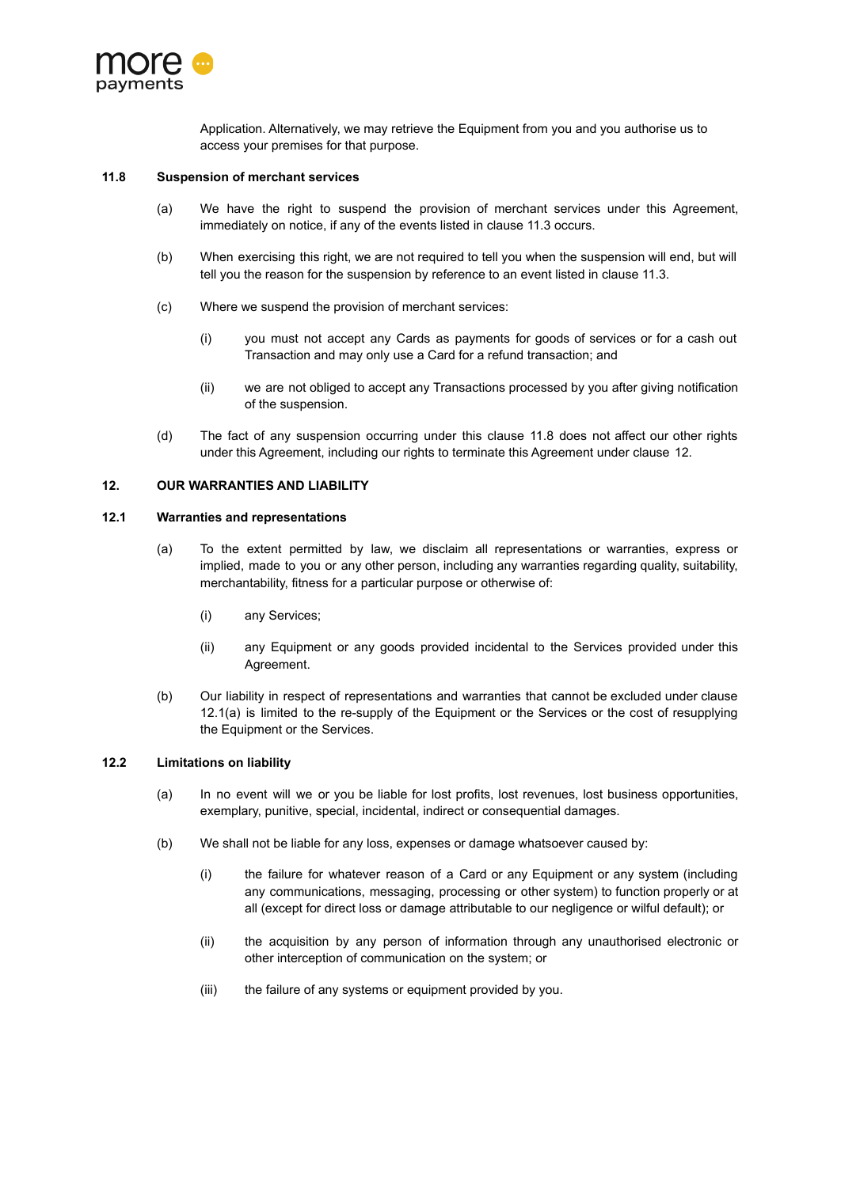Application. Alternatively, we may retrieve the Equipment from you and you authorise us to access your premises for that purpose.

**11.8 Suspension of merchant services**

(a) We have the right to suspend the provision of merchant services under this Agreement, immediately on notice, if any of the events listed in clause 11.3 occurs.

(b) When exercising this right, we are not required to tell you when the suspension will end, but will tell you the reason for the suspension by reference to an event listed in clause 11.3.

(c) Where we suspend the provision of merchant services:

(i) you must not accept any Cards as payments for goods of services or for a cash out Transaction and may only use a Card for a refund transaction; and

(ii) we are not obliged to accept any Transactions processed by you after giving notification of the suspension.

(d) The fact of any suspension occurring under this clause 11.8 does not affect our other rights under this Agreement, including our rights to terminate this Agreement under clause 12.

## 12. OUR WARRANTIES AND LIABILITY

**12.1 Warranties and representations**

(a) To the extent permitted by law, we disclaim all representations or warranties, express or implied, made to you or any other person, including any warranties regarding quality, suitability, merchantability, fitness for a particular purpose or otherwise of:

(i) any Services;

(ii) any Equipment or any goods provided incidental to the Services provided under this Agreement.

(b) Our liability in respect of representations and warranties that cannot be excluded under clause 12.1(a) is limited to the re-supply of the Equipment or the Services or the cost of resupplying the Equipment or the Services.

**12.2 Limitations on liability**

(a) In no event will we or you be liable for lost profits, lost revenues, lost business opportunities, exemplary, punitive, special, incidental, indirect or consequential damages.

(b) We shall not be liable for any loss, expenses or damage whatsoever caused by:

(i) the failure for whatever reason of a Card or any Equipment or any system (including any communications, messaging, processing or other system) to function properly or at all (except for direct loss or damage attributable to our negligence or wilful default); or

(ii) the acquisition by any person of information through any unauthorised electronic or other interception of communication on the system; or

(iii) the failure of any systems or equipment provided by you.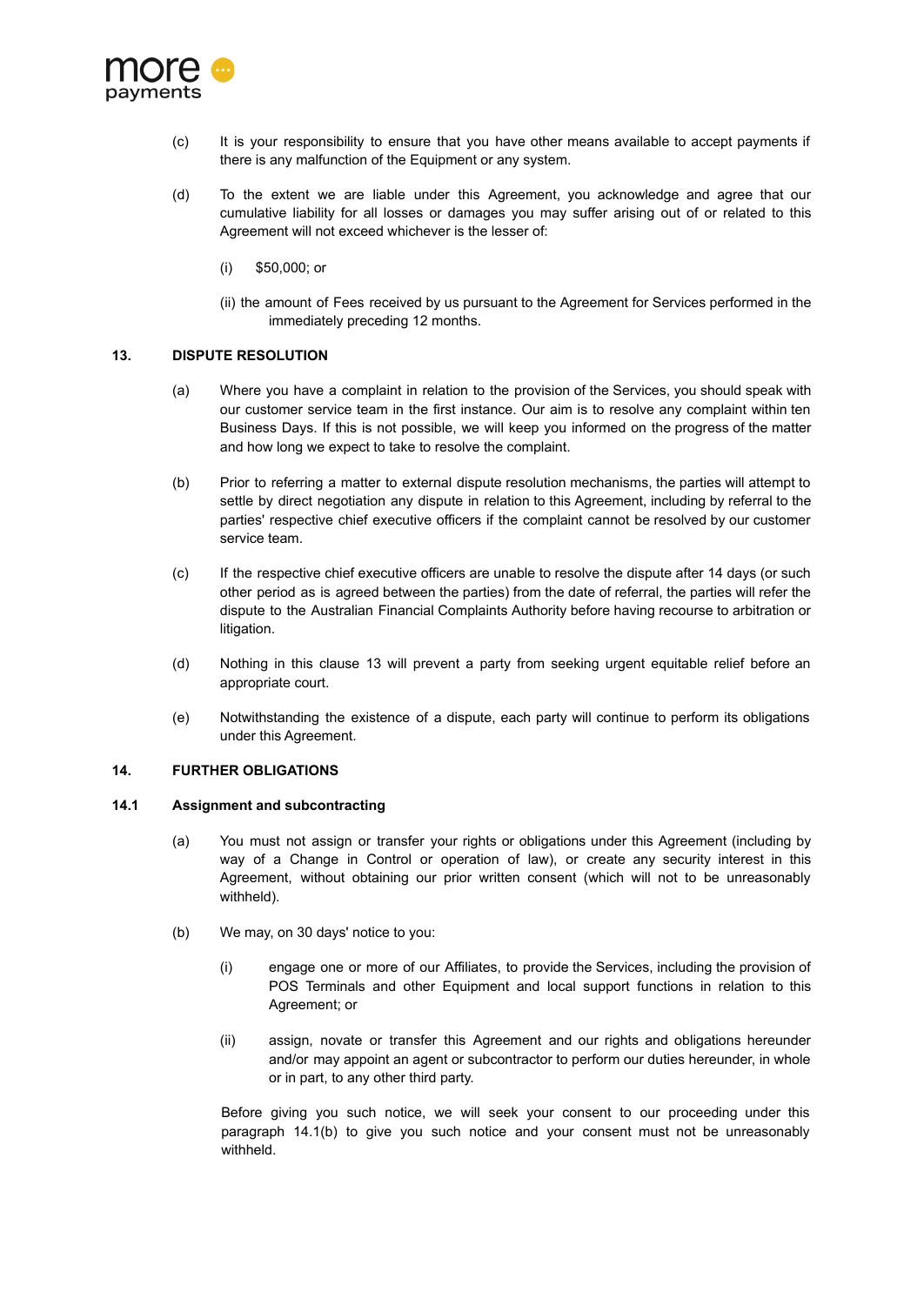(c) It is your responsibility to ensure that you have other means available to accept payments if there is any malfunction of the Equipment or any system.

(d) To the extent we are liable under this Agreement, you acknowledge and agree that our cumulative liability for all losses or damages you may suffer arising out of or related to this Agreement will not exceed whichever is the lesser of:

(i) $50,000; or

(ii) the amount of Fees received by us pursuant to the Agreement for Services performed in the immediately preceding 12 months.

## 13. DISPUTE RESOLUTION

(a) Where you have a complaint in relation to the provision of the Services, you should speak with our customer service team in the first instance. Our aim is to resolve any complaint within ten Business Days. If this is not possible, we will keep you informed on the progress of the matter and how long we expect to take to resolve the complaint.

(b) Prior to referring a matter to external dispute resolution mechanisms, the parties will attempt to settle by direct negotiation any dispute in relation to this Agreement, including by referral to the parties' respective chief executive officers if the complaint cannot be resolved by our customer service team.

(c) If the respective chief executive officers are unable to resolve the dispute after 14 days (or such other period as is agreed between the parties) from the date of referral, the parties will refer the dispute to the Australian Financial Complaints Authority before having recourse to arbitration or litigation.

(d) Nothing in this clause 13 will prevent a party from seeking urgent equitable relief before an appropriate court.

(e) Notwithstanding the existence of a dispute, each party will continue to perform its obligations under this Agreement.

## 14. FURTHER OBLIGATIONS

### 14.1 Assignment and subcontracting

(a) You must not assign or transfer your rights or obligations under this Agreement (including by way of a Change in Control or operation of law), or create any security interest in this Agreement, without obtaining our prior written consent (which will not to be unreasonably withheld).

(b) We may, on 30 days' notice to you:

(i) engage one or more of our Affiliates, to provide the Services, including the provision of POS Terminals and other Equipment and local support functions in relation to this Agreement; or

(ii) assign, novate or transfer this Agreement and our rights and obligations hereunder and/or may appoint an agent or subcontractor to perform our duties hereunder, in whole or in part, to any other third party.

Before giving you such notice, we will seek your consent to our proceeding under this paragraph 14.1(b) to give you such notice and your consent must not be unreasonably withheld.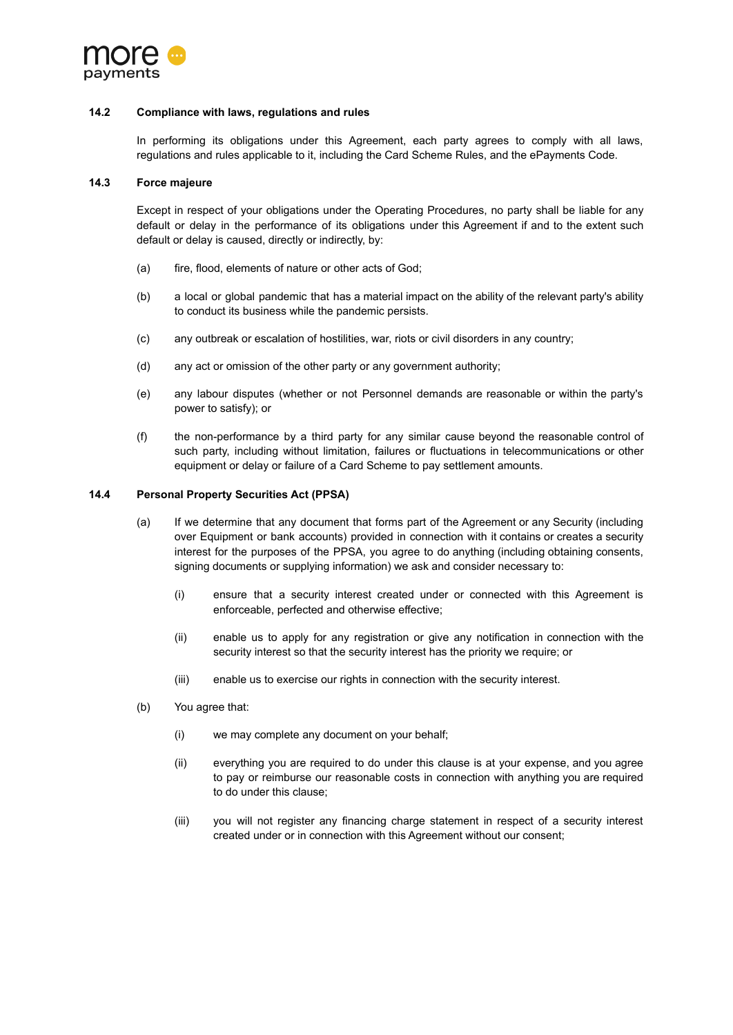### 14.2 Compliance with laws, regulations and rules

In performing its obligations under this Agreement, each party agrees to comply with all laws, regulations and rules applicable to it, including the Card Scheme Rules, and the ePayments Code.

### 14.3 Force majeure

Except in respect of your obligations under the Operating Procedures, no party shall be liable for any default or delay in the performance of its obligations under this Agreement if and to the extent such default or delay is caused, directly or indirectly, by:

(a) fire, flood, elements of nature or other acts of God;

(b) a local or global pandemic that has a material impact on the ability of the relevant party's ability to conduct its business while the pandemic persists.

(c) any outbreak or escalation of hostilities, war, riots or civil disorders in any country;

(d) any act or omission of the other party or any government authority;

(e) any labour disputes (whether or not Personnel demands are reasonable or within the party's power to satisfy); or

(f) the non-performance by a third party for any similar cause beyond the reasonable control of such party, including without limitation, failures or fluctuations in telecommunications or other equipment or delay or failure of a Card Scheme to pay settlement amounts.

### 14.4 Personal Property Securities Act (PPSA)

(a) If we determine that any document that forms part of the Agreement or any Security (including over Equipment or bank accounts) provided in connection with it contains or creates a security interest for the purposes of the PPSA, you agree to do anything (including obtaining consents, signing documents or supplying information) we ask and consider necessary to:

 (i) ensure that a security interest created under or connected with this Agreement is enforceable, perfected and otherwise effective;

 (ii) enable us to apply for any registration or give any notification in connection with the security interest so that the security interest has the priority we require; or

 (iii) enable us to exercise our rights in connection with the security interest.

(b) You agree that:

 (i) we may complete any document on your behalf;

 (ii) everything you are required to do under this clause is at your expense, and you agree to pay or reimburse our reasonable costs in connection with anything you are required to do under this clause;

 (iii) you will not register any financing charge statement in respect of a security interest created under or in connection with this Agreement without our consent;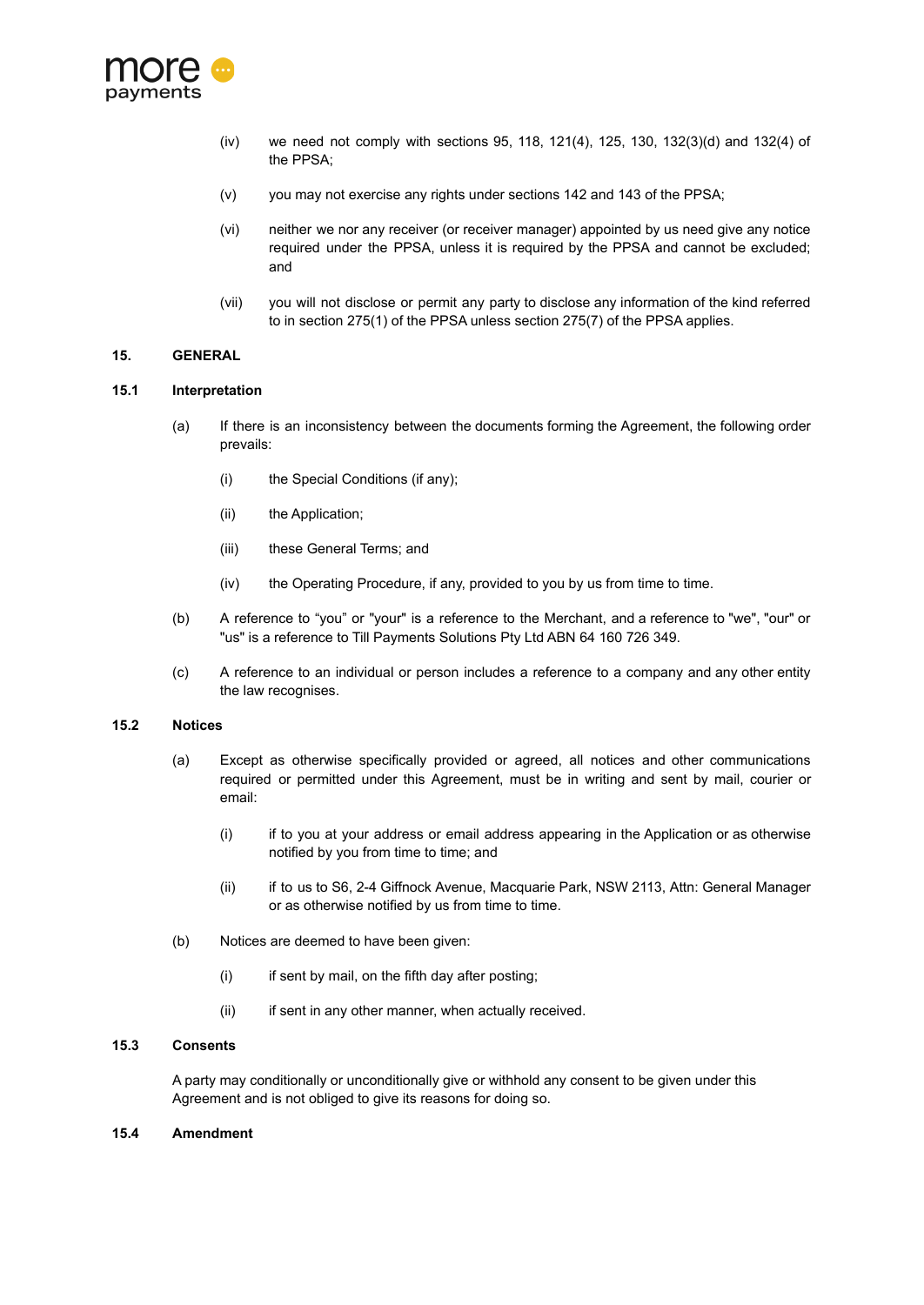(iv) we need not comply with sections 95, 118, 121(4), 125, 130, 132(3)(d) and 132(4) of the PPSA;

(v) you may not exercise any rights under sections 142 and 143 of the PPSA;

(vi) neither we nor any receiver (or receiver manager) appointed by us need give any notice required under the PPSA, unless it is required by the PPSA and cannot be excluded; and

(vii) you will not disclose or permit any party to disclose any information of the kind referred to in section 275(1) of the PPSA unless section 275(7) of the PPSA applies.

## 15. GENERAL

### 15.1 Interpretation

(a) If there is an inconsistency between the documents forming the Agreement, the following order prevails:

(i) the Special Conditions (if any);

(ii) the Application;

(iii) these General Terms; and

(iv) the Operating Procedure, if any, provided to you by us from time to time.

(b) A reference to “you” or "your" is a reference to the Merchant, and a reference to "we", "our" or "us" is a reference to Till Payments Solutions Pty Ltd ABN 64 160 726 349.

(c) A reference to an individual or person includes a reference to a company and any other entity the law recognises.

### 15.2 Notices

(a) Except as otherwise specifically provided or agreed, all notices and other communications required or permitted under this Agreement, must be in writing and sent by mail, courier or email:

(i) if to you at your address or email address appearing in the Application or as otherwise notified by you from time to time; and

(ii) if to us to S6, 2-4 Giffnock Avenue, Macquarie Park, NSW 2113, Attn: General Manager or as otherwise notified by us from time to time.

(b) Notices are deemed to have been given:

(i) if sent by mail, on the fifth day after posting;

(ii) if sent in any other manner, when actually received.

### 15.3 Consents

A party may conditionally or unconditionally give or withhold any consent to be given under this Agreement and is not obliged to give its reasons for doing so.

### 15.4 Amendment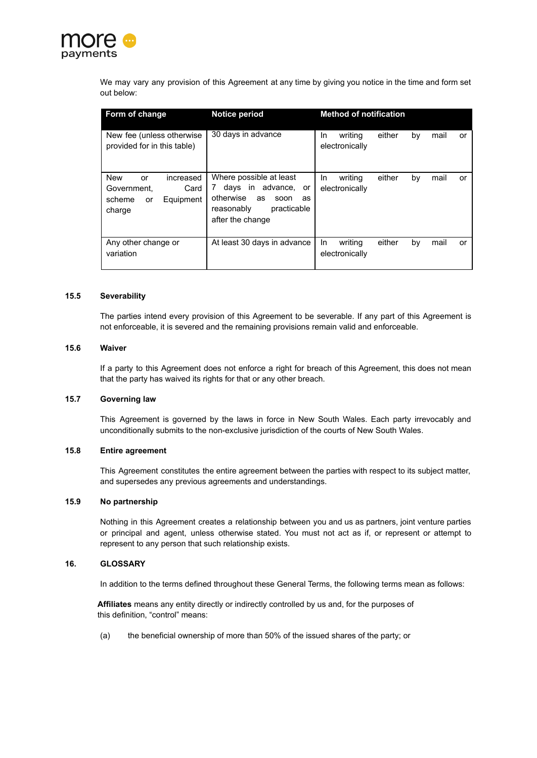We may vary any provision of this Agreement at any time by giving you notice in the time and form set out below:

| Form of change | Notice period | Method of notification |
| --- | --- | --- |
| New fee (unless otherwise provided for in this table) | 30 days in advance | In writing either by mail or electronically |
| New or increased Government, Card scheme or Equipment charge | Where possible at least 7 days in advance, or otherwise as soon as reasonably practicable after the change | In writing either by mail or electronically |
| Any other change or variation | At least 30 days in advance | In writing either by mail or electronically |

### 15.5 Severability

The parties intend every provision of this Agreement to be severable. If any part of this Agreement is not enforceable, it is severed and the remaining provisions remain valid and enforceable.

### 15.6 Waiver

If a party to this Agreement does not enforce a right for breach of this Agreement, this does not mean that the party has waived its rights for that or any other breach.

### 15.7 Governing law

This Agreement is governed by the laws in force in New South Wales. Each party irrevocably and unconditionally submits to the non-exclusive jurisdiction of the courts of New South Wales.

### 15.8 Entire agreement

This Agreement constitutes the entire agreement between the parties with respect to its subject matter, and supersedes any previous agreements and understandings.

### 15.9 No partnership

Nothing in this Agreement creates a relationship between you and us as partners, joint venture parties or principal and agent, unless otherwise stated. You must not act as if, or represent or attempt to represent to any person that such relationship exists.

## 16. GLOSSARY

In addition to the terms defined throughout these General Terms, the following terms mean as follows:

**Affiliates** means any entity directly or indirectly controlled by us and, for the purposes of this definition, "control" means:

(a) the beneficial ownership of more than 50% of the issued shares of the party; or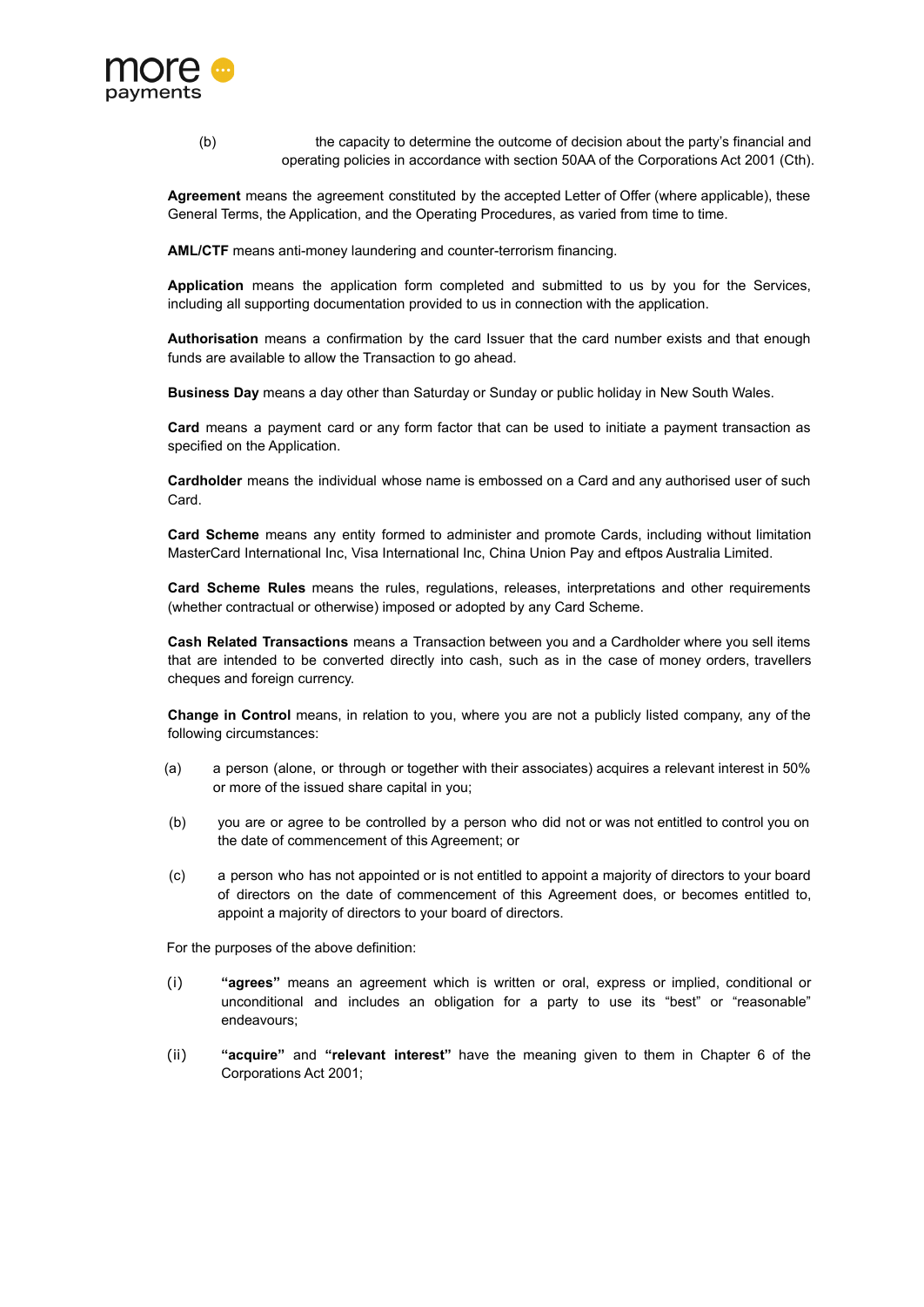(b) the capacity to determine the outcome of decision about the party's financial and operating policies in accordance with section 50AA of the Corporations Act 2001 (Cth).

**Agreement** means the agreement constituted by the accepted Letter of Offer (where applicable), these General Terms, the Application, and the Operating Procedures, as varied from time to time.

**AML/CTF** means anti-money laundering and counter-terrorism financing.

**Application** means the application form completed and submitted to us by you for the Services, including all supporting documentation provided to us in connection with the application.

**Authorisation** means a confirmation by the card Issuer that the card number exists and that enough funds are available to allow the Transaction to go ahead.

**Business Day** means a day other than Saturday or Sunday or public holiday in New South Wales.

**Card** means a payment card or any form factor that can be used to initiate a payment transaction as specified on the Application.

**Cardholder** means the individual whose name is embossed on a Card and any authorised user of such Card.

**Card Scheme** means any entity formed to administer and promote Cards, including without limitation MasterCard International Inc, Visa International Inc, China Union Pay and eftpos Australia Limited.

**Card Scheme Rules** means the rules, regulations, releases, interpretations and other requirements (whether contractual or otherwise) imposed or adopted by any Card Scheme.

**Cash Related Transactions** means a Transaction between you and a Cardholder where you sell items that are intended to be converted directly into cash, such as in the case of money orders, travellers cheques and foreign currency.

**Change in Control** means, in relation to you, where you are not a publicly listed company, any of the following circumstances:

(a) a person (alone, or through or together with their associates) acquires a relevant interest in 50% or more of the issued share capital in you;

(b) you are or agree to be controlled by a person who did not or was not entitled to control you on the date of commencement of this Agreement; or

(c) a person who has not appointed or is not entitled to appoint a majority of directors to your board of directors on the date of commencement of this Agreement does, or becomes entitled to, appoint a majority of directors to your board of directors.

For the purposes of the above definition:

(i) **"agrees"** means an agreement which is written or oral, express or implied, conditional or unconditional and includes an obligation for a party to use its "best" or "reasonable" endeavours;

(ii) **"acquire"** and **"relevant interest"** have the meaning given to them in Chapter 6 of the Corporations Act 2001;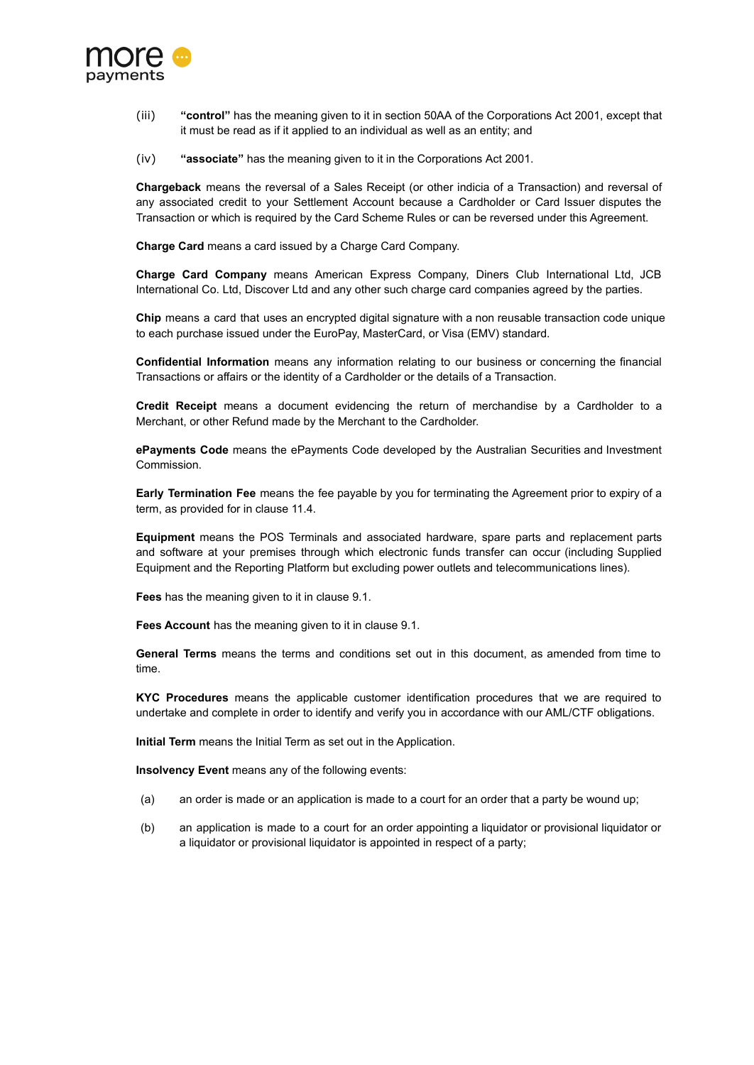(iii) **"control"** has the meaning given to it in section 50AA of the Corporations Act 2001, except that it must be read as if it applied to an individual as well as an entity; and

(iv) **"associate"** has the meaning given to it in the Corporations Act 2001.

**Chargeback** means the reversal of a Sales Receipt (or other indicia of a Transaction) and reversal of any associated credit to your Settlement Account because a Cardholder or Card Issuer disputes the Transaction or which is required by the Card Scheme Rules or can be reversed under this Agreement.

**Charge Card** means a card issued by a Charge Card Company.

**Charge Card Company** means American Express Company, Diners Club International Ltd, JCB International Co. Ltd, Discover Ltd and any other such charge card companies agreed by the parties.

**Chip** means a card that uses an encrypted digital signature with a non reusable transaction code unique to each purchase issued under the EuroPay, MasterCard, or Visa (EMV) standard.

**Confidential Information** means any information relating to our business or concerning the financial Transactions or affairs or the identity of a Cardholder or the details of a Transaction.

**Credit Receipt** means a document evidencing the return of merchandise by a Cardholder to a Merchant, or other Refund made by the Merchant to the Cardholder.

**ePayments Code** means the ePayments Code developed by the Australian Securities and Investment Commission.

**Early Termination Fee** means the fee payable by you for terminating the Agreement prior to expiry of a term, as provided for in clause 11.4.

**Equipment** means the POS Terminals and associated hardware, spare parts and replacement parts and software at your premises through which electronic funds transfer can occur (including Supplied Equipment and the Reporting Platform but excluding power outlets and telecommunications lines).

**Fees** has the meaning given to it in clause 9.1.

**Fees Account** has the meaning given to it in clause 9.1.

**General Terms** means the terms and conditions set out in this document, as amended from time to time.

**KYC Procedures** means the applicable customer identification procedures that we are required to undertake and complete in order to identify and verify you in accordance with our AML/CTF obligations.

**Initial Term** means the Initial Term as set out in the Application.

**Insolvency Event** means any of the following events:

(a) an order is made or an application is made to a court for an order that a party be wound up;

(b) an application is made to a court for an order appointing a liquidator or provisional liquidator or a liquidator or provisional liquidator is appointed in respect of a party;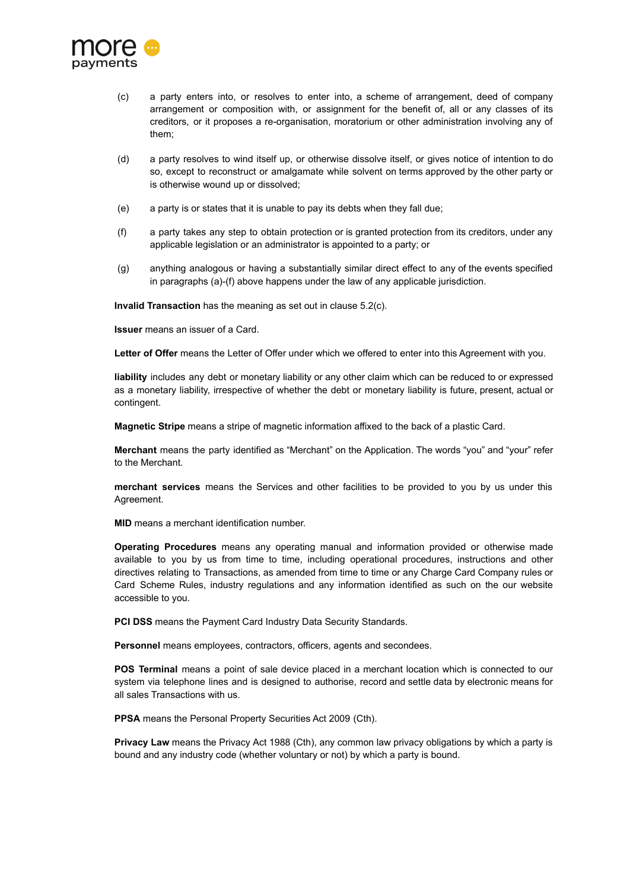(c) a party enters into, or resolves to enter into, a scheme of arrangement, deed of company arrangement or composition with, or assignment for the benefit of, all or any classes of its creditors, or it proposes a re-organisation, moratorium or other administration involving any of them;

(d) a party resolves to wind itself up, or otherwise dissolve itself, or gives notice of intention to do so, except to reconstruct or amalgamate while solvent on terms approved by the other party or is otherwise wound up or dissolved;

(e) a party is or states that it is unable to pay its debts when they fall due;

(f) a party takes any step to obtain protection or is granted protection from its creditors, under any applicable legislation or an administrator is appointed to a party; or

(g) anything analogous or having a substantially similar direct effect to any of the events specified in paragraphs (a)-(f) above happens under the law of any applicable jurisdiction.

**Invalid Transaction** has the meaning as set out in clause 5.2(c).

**Issuer** means an issuer of a Card.

**Letter of Offer** means the Letter of Offer under which we offered to enter into this Agreement with you.

**liability** includes any debt or monetary liability or any other claim which can be reduced to or expressed as a monetary liability, irrespective of whether the debt or monetary liability is future, present, actual or contingent.

**Magnetic Stripe** means a stripe of magnetic information affixed to the back of a plastic Card.

**Merchant** means the party identified as "Merchant" on the Application. The words "you" and "your" refer to the Merchant.

**merchant services** means the Services and other facilities to be provided to you by us under this Agreement.

**MID** means a merchant identification number.

**Operating Procedures** means any operating manual and information provided or otherwise made available to you by us from time to time, including operational procedures, instructions and other directives relating to Transactions, as amended from time to time or any Charge Card Company rules or Card Scheme Rules, industry regulations and any information identified as such on the our website accessible to you.

**PCI DSS** means the Payment Card Industry Data Security Standards.

**Personnel** means employees, contractors, officers, agents and secondees.

**POS Terminal** means a point of sale device placed in a merchant location which is connected to our system via telephone lines and is designed to authorise, record and settle data by electronic means for all sales Transactions with us.

**PPSA** means the Personal Property Securities Act 2009 (Cth).

**Privacy Law** means the Privacy Act 1988 (Cth), any common law privacy obligations by which a party is bound and any industry code (whether voluntary or not) by which a party is bound.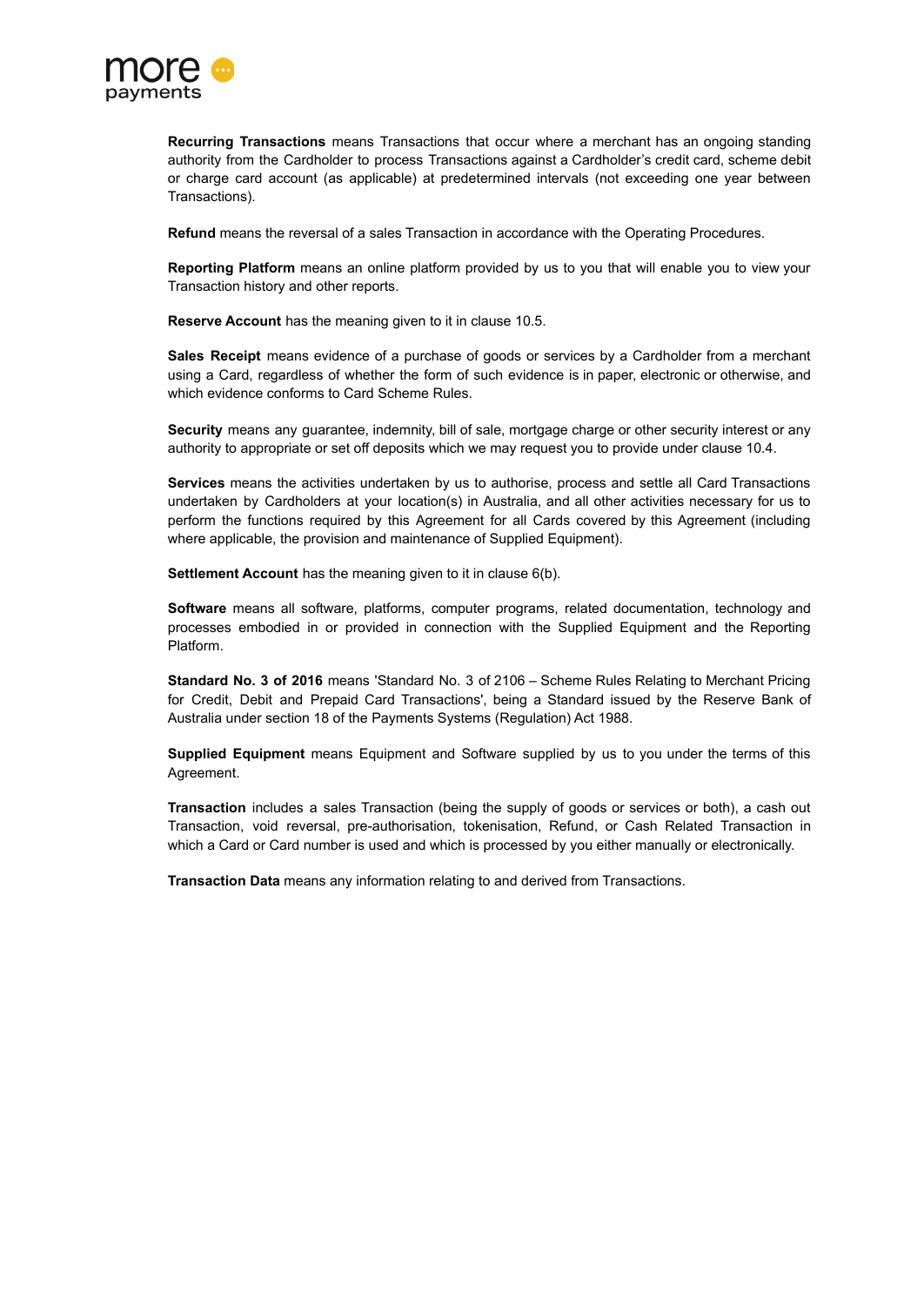**Recurring Transactions** means Transactions that occur where a merchant has an ongoing standing authority from the Cardholder to process Transactions against a Cardholder's credit card, scheme debit or charge card account (as applicable) at predetermined intervals (not exceeding one year between Transactions).

**Refund** means the reversal of a sales Transaction in accordance with the Operating Procedures.

**Reporting Platform** means an online platform provided by us to you that will enable you to view your Transaction history and other reports.

**Reserve Account** has the meaning given to it in clause 10.5.

**Sales Receipt** means evidence of a purchase of goods or services by a Cardholder from a merchant using a Card, regardless of whether the form of such evidence is in paper, electronic or otherwise, and which evidence conforms to Card Scheme Rules.

**Security** means any guarantee, indemnity, bill of sale, mortgage charge or other security interest or any authority to appropriate or set off deposits which we may request you to provide under clause 10.4.

**Services** means the activities undertaken by us to authorise, process and settle all Card Transactions undertaken by Cardholders at your location(s) in Australia, and all other activities necessary for us to perform the functions required by this Agreement for all Cards covered by this Agreement (including where applicable, the provision and maintenance of Supplied Equipment).

**Settlement Account** has the meaning given to it in clause 6(b).

**Software** means all software, platforms, computer programs, related documentation, technology and processes embodied in or provided in connection with the Supplied Equipment and the Reporting Platform.

**Standard No. 3 of 2016** means 'Standard No. 3 of 2106 – Scheme Rules Relating to Merchant Pricing for Credit, Debit and Prepaid Card Transactions', being a Standard issued by the Reserve Bank of Australia under section 18 of the Payments Systems (Regulation) Act 1988.

**Supplied Equipment** means Equipment and Software supplied by us to you under the terms of this Agreement.

**Transaction** includes a sales Transaction (being the supply of goods or services or both), a cash out Transaction, void reversal, pre-authorisation, tokenisation, Refund, or Cash Related Transaction in which a Card or Card number is used and which is processed by you either manually or electronically.

**Transaction Data** means any information relating to and derived from Transactions.